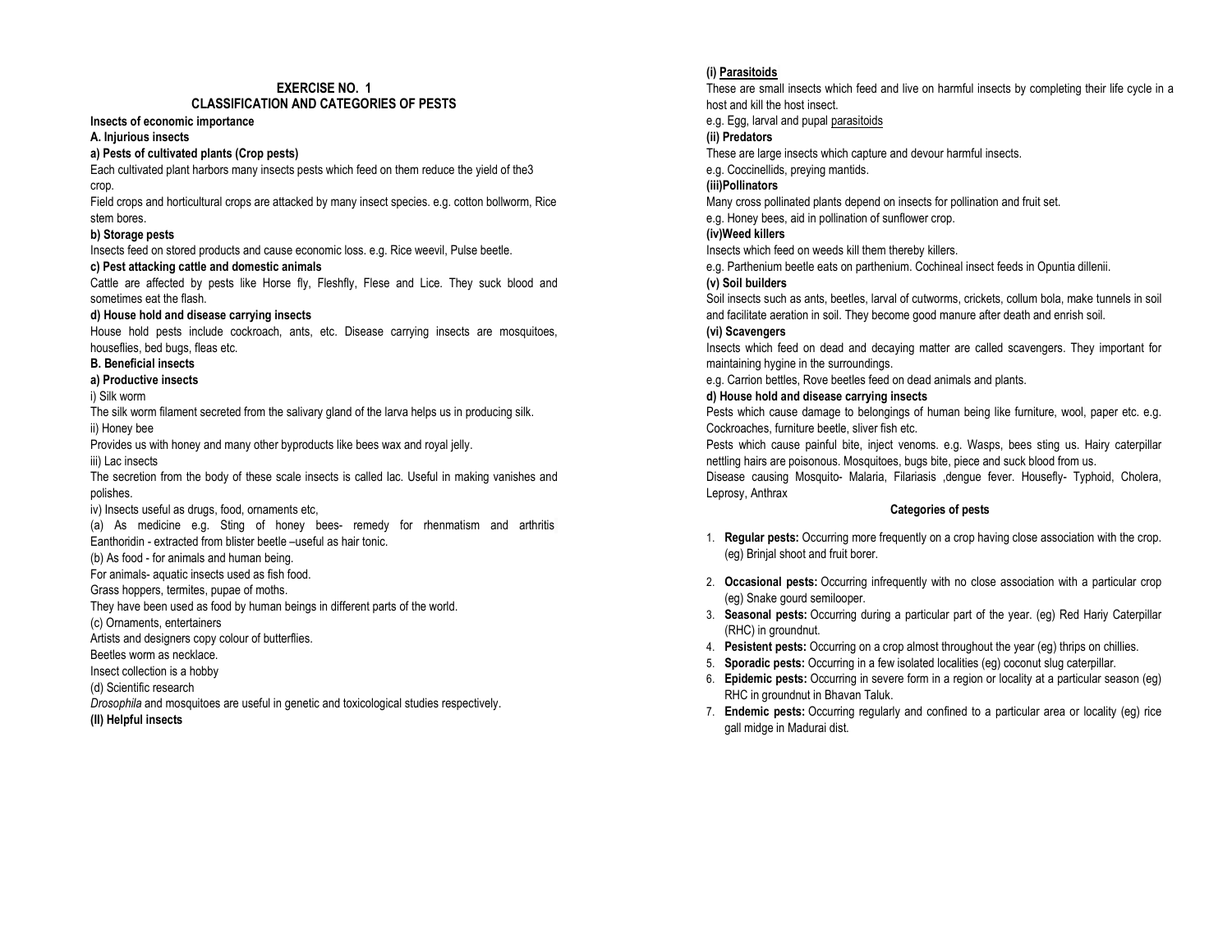## EXERCISE NO. 1
## CLASSIFICATION AND CATEGORIES OF PESTS

**Insects of economic importance**

**A. Injurious insects**

**a) Pests of cultivated plants (Crop pests)**

Each cultivated plant harbors many insects pests which feed on them reduce the yield of the3 crop.

Field crops and horticultural crops are attacked by many insect species. e.g. cotton bollworm, Rice stem bores.

**b) Storage pests**

Insects feed on stored products and cause economic loss. e.g. Rice weevil, Pulse beetle.

**c) Pest attacking cattle and domestic animals**

Cattle are affected by pests like Horse fly, Fleshfly, Flese and Lice. They suck blood and sometimes eat the flash.

**d) House hold and disease carrying insects**

House hold pests include cockroach, ants, etc. Disease carrying insects are mosquitoes, houseflies, bed bugs, fleas etc.

**B. Beneficial insects**

**a) Productive insects**

i) Silk worm

The silk worm filament secreted from the salivary gland of the larva helps us in producing silk.

ii) Honey bee

Provides us with honey and many other byproducts like bees wax and royal jelly.

iii) Lac insects

The secretion from the body of these scale insects is called lac. Useful in making vanishes and polishes.

iv) Insects useful as drugs, food, ornaments etc,

(a) As medicine e.g. Sting of honey bees- remedy for rhenmatism and arthritis Eanthoridin - extracted from blister beetle –useful as hair tonic.

(b) As food - for animals and human being.

For animals- aquatic insects used as fish food.

Grass hoppers, termites, pupae of moths.

They have been used as food by human beings in different parts of the world.

(c) Ornaments, entertainers

Artists and designers copy colour of butterflies.

Beetles worm as necklace.

Insect collection is a hobby

(d) Scientific research

*Drosophila* and mosquitoes are useful in genetic and toxicological studies respectively.

**(II) Helpful insects**

**(i) Parasitoids**

These are small insects which feed and live on harmful insects by completing their life cycle in a host and kill the host insect.

e.g. Egg, larval and pupal parasitoids

**(ii) Predators**

These are large insects which capture and devour harmful insects.

e.g. Coccinellids, preying mantids.

**(iii)Pollinators**

Many cross pollinated plants depend on insects for pollination and fruit set.

e.g. Honey bees, aid in pollination of sunflower crop.

**(iv)Weed killers**

Insects which feed on weeds kill them thereby killers.

e.g. Parthenium beetle eats on parthenium. Cochineal insect feeds in Opuntia dillenii.

**(v) Soil builders**

Soil insects such as ants, beetles, larval of cutworms, crickets, collum bola, make tunnels in soil and facilitate aeration in soil. They become good manure after death and enrish soil.

**(vi) Scavengers**

Insects which feed on dead and decaying matter are called scavengers. They important for maintaining hygine in the surroundings.

e.g. Carrion bettles, Rove beetles feed on dead animals and plants.

**d) House hold and disease carrying insects**

Pests which cause damage to belongings of human being like furniture, wool, paper etc. e.g. Cockroaches, furniture beetle, sliver fish etc.

Pests which cause painful bite, inject venoms. e.g. Wasps, bees sting us. Hairy caterpillar nettling hairs are poisonous. Mosquitoes, bugs bite, piece and suck blood from us.

Disease causing Mosquito- Malaria, Filariasis ,dengue fever. Housefly- Typhoid, Cholera, Leprosy, Anthrax

**Categories of pests**

1. **Regular pests:** Occurring more frequently on a crop having close association with the crop. (eg) Brinjal shoot and fruit borer.
2. **Occasional pests:** Occurring infrequently with no close association with a particular crop (eg) Snake gourd semilooper.
3. **Seasonal pests:** Occurring during a particular part of the year. (eg) Red Hariy Caterpillar (RHC) in groundnut.
4. **Pesistent pests:** Occurring on a crop almost throughout the year (eg) thrips on chillies.
5. **Sporadic pests:** Occurring in a few isolated localities (eg) coconut slug caterpillar.
6. **Epidemic pests:** Occurring in severe form in a region or locality at a particular season (eg) RHC in groundnut in Bhavan Taluk.
7. **Endemic pests:** Occurring regularly and confined to a particular area or locality (eg) rice gall midge in Madurai dist.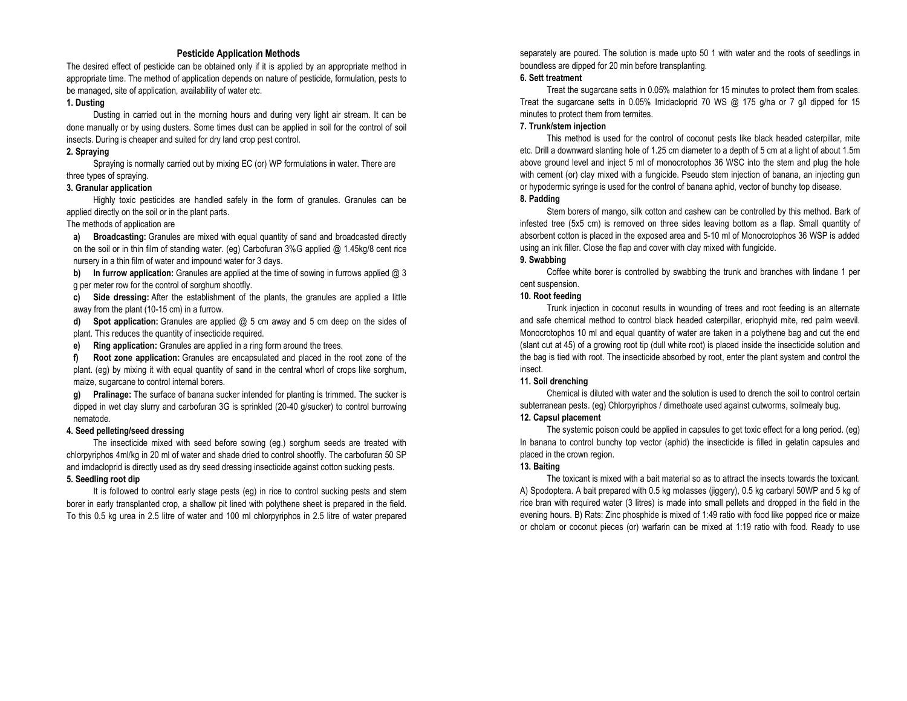## Pesticide Application Methods

The desired effect of pesticide can be obtained only if it is applied by an appropriate method in appropriate time. The method of application depends on nature of pesticide, formulation, pests to be managed, site of application, availability of water etc.

### 1. Dusting

Dusting in carried out in the morning hours and during very light air stream. It can be done manually or by using dusters. Some times dust can be applied in soil for the control of soil insects. During is cheaper and suited for dry land crop pest control.

### 2. Spraying

Spraying is normally carried out by mixing EC (or) WP formulations in water. There are three types of spraying.

### 3. Granular application

Highly toxic pesticides are handled safely in the form of granules. Granules can be applied directly on the soil or in the plant parts.

The methods of application are

a) **Broadcasting:** Granules are mixed with equal quantity of sand and broadcasted directly on the soil or in thin film of standing water. (eg) Carbofuran 3%G applied @ 1.45kg/8 cent rice nursery in a thin film of water and impound water for 3 days.

b) **In furrow application:** Granules are applied at the time of sowing in furrows applied @ 3 g per meter row for the control of sorghum shootfly.

c) **Side dressing:** After the establishment of the plants, the granules are applied a little away from the plant (10-15 cm) in a furrow.

d) **Spot application:** Granules are applied @ 5 cm away and 5 cm deep on the sides of plant. This reduces the quantity of insecticide required.

e) **Ring application:** Granules are applied in a ring form around the trees.

f) **Root zone application:** Granules are encapsulated and placed in the root zone of the plant. (eg) by mixing it with equal quantity of sand in the central whorl of crops like sorghum, maize, sugarcane to control internal borers.

g) **Pralinage:** The surface of banana sucker intended for planting is trimmed. The sucker is dipped in wet clay slurry and carbofuran 3G is sprinkled (20-40 g/sucker) to control burrowing nematode.

### 4. Seed pelleting/seed dressing

The insecticide mixed with seed before sowing (eg.) sorghum seeds are treated with chlorpyriphos 4ml/kg in 20 ml of water and shade dried to control shootfly. The carbofuran 50 SP and imdacloprid is directly used as dry seed dressing insecticide against cotton sucking pests.

### 5. Seedling root dip

It is followed to control early stage pests (eg) in rice to control sucking pests and stem borer in early transplanted crop, a shallow pit lined with polythene sheet is prepared in the field. To this 0.5 kg urea in 2.5 litre of water and 100 ml chlorpyriphos in 2.5 litre of water prepared separately are poured. The solution is made upto 50 1 with water and the roots of seedlings in boundless are dipped for 20 min before transplanting.

### 6. Sett treatment

Treat the sugarcane setts in 0.05% malathion for 15 minutes to protect them from scales. Treat the sugarcane setts in 0.05% Imidacloprid 70 WS @ 175 g/ha or 7 g/l dipped for 15 minutes to protect them from termites.

### 7. Trunk/stem injection

This method is used for the control of coconut pests like black headed caterpillar, mite etc. Drill a downward slanting hole of 1.25 cm diameter to a depth of 5 cm at a light of about 1.5m above ground level and inject 5 ml of monocrotophos 36 WSC into the stem and plug the hole with cement (or) clay mixed with a fungicide. Pseudo stem injection of banana, an injecting gun or hypodermic syringe is used for the control of banana aphid, vector of bunchy top disease.

### 8. Padding

Stem borers of mango, silk cotton and cashew can be controlled by this method. Bark of infested tree (5x5 cm) is removed on three sides leaving bottom as a flap. Small quantity of absorbent cotton is placed in the exposed area and 5-10 ml of Monocrotophos 36 WSP is added using an ink filler. Close the flap and cover with clay mixed with fungicide.

### 9. Swabbing

Coffee white borer is controlled by swabbing the trunk and branches with lindane 1 per cent suspension.

### 10. Root feeding

Trunk injection in coconut results in wounding of trees and root feeding is an alternate and safe chemical method to control black headed caterpillar, eriophyid mite, red palm weevil. Monocrotophos 10 ml and equal quantity of water are taken in a polythene bag and cut the end (slant cut at 45) of a growing root tip (dull white root) is placed inside the insecticide solution and the bag is tied with root. The insecticide absorbed by root, enter the plant system and control the insect.

### 11. Soil drenching

Chemical is diluted with water and the solution is used to drench the soil to control certain subterranean pests. (eg) Chlorpyriphos / dimethoate used against cutworms, soilmealy bug.

### 12. Capsul placement

The systemic poison could be applied in capsules to get toxic effect for a long period. (eg) In banana to control bunchy top vector (aphid) the insecticide is filled in gelatin capsules and placed in the crown region.

### 13. Baiting

The toxicant is mixed with a bait material so as to attract the insects towards the toxicant. A) Spodoptera. A bait prepared with 0.5 kg molasses (jiggery), 0.5 kg carbaryl 50WP and 5 kg of rice bran with required water (3 litres) is made into small pellets and dropped in the field in the evening hours. B) Rats: Zinc phosphide is mixed of 1:49 ratio with food like popped rice or maize or cholam or coconut pieces (or) warfarin can be mixed at 1:19 ratio with food. Ready to use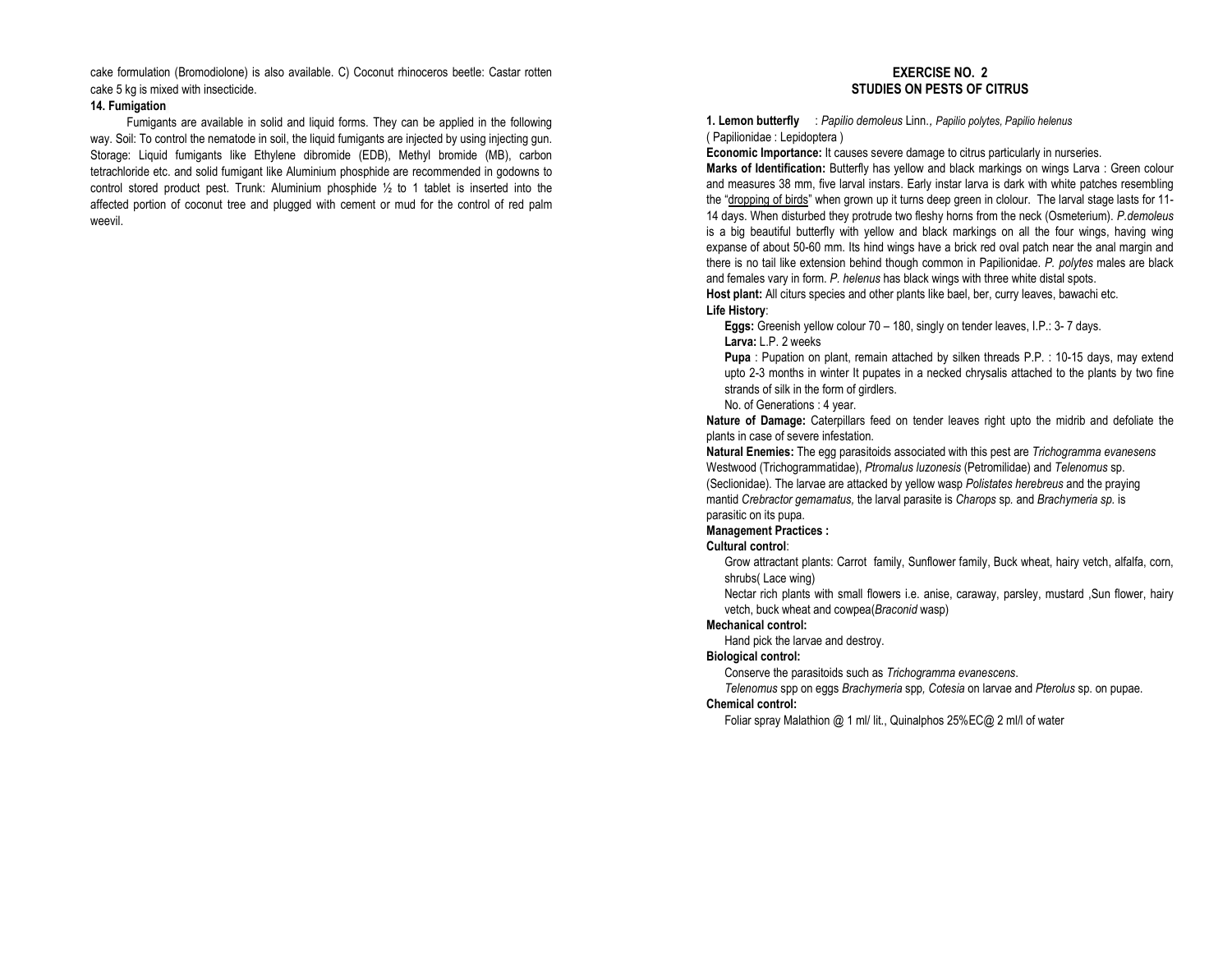cake formulation (Bromodiolone) is also available. C) Coconut rhinoceros beetle: Castar rotten cake 5 kg is mixed with insecticide.

**14. Fumigation**

Fumigants are available in solid and liquid forms. They can be applied in the following way. Soil: To control the nematode in soil, the liquid fumigants are injected by using injecting gun. Storage: Liquid fumigants like Ethylene dibromide (EDB), Methyl bromide (MB), carbon tetrachloride etc. and solid fumigant like Aluminium phosphide are recommended in godowns to control stored product pest. Trunk: Aluminium phosphide ½ to 1 tablet is inserted into the affected portion of coconut tree and plugged with cement or mud for the control of red palm weevil.

## EXERCISE NO. 2
## STUDIES ON PESTS OF CITRUS

**1. Lemon butterfly** : *Papilio demoleus* Linn., *Papilio polytes, Papilio helenus*
( Papilionidae : Lepidoptera )

**Economic Importance:** It causes severe damage to citrus particularly in nurseries.

**Marks of Identification:** Butterfly has yellow and black markings on wings Larva : Green colour and measures 38 mm, five larval instars. Early instar larva is dark with white patches resembling the "dropping of birds" when grown up it turns deep green in clolour. The larval stage lasts for 11-14 days. When disturbed they protrude two fleshy horns from the neck (Osmeterium). *P.demoleus* is a big beautiful butterfly with yellow and black markings on all the four wings, having wing expanse of about 50-60 mm. Its hind wings have a brick red oval patch near the anal margin and there is no tail like extension behind though common in Papilionidae. *P. polytes* males are black and females vary in form. *P. helenus* has black wings with three white distal spots.

**Host plant:** All citurs species and other plants like bael, ber, curry leaves, bawachi etc.

**Life History**:

**Eggs:** Greenish yellow colour 70 – 180, singly on tender leaves, I.P.: 3- 7 days.

**Larva:** L.P. 2 weeks

**Pupa** : Pupation on plant, remain attached by silken threads P.P. : 10-15 days, may extend upto 2-3 months in winter It pupates in a necked chrysalis attached to the plants by two fine strands of silk in the form of girdlers.

No. of Generations : 4 year.

**Nature of Damage:** Caterpillars feed on tender leaves right upto the midrib and defoliate the plants in case of severe infestation.

**Natural Enemies:** The egg parasitoids associated with this pest are *Trichogramma evanesens* Westwood (Trichogrammatidae), *Ptromalus luzonesis* (Petromilidae) and *Telenomus* sp. (Seclionidae). The larvae are attacked by yellow wasp *Polistates herebreus* and the praying mantid *Crebractor gemamatus,* the larval parasite is *Charops* sp. and *Brachymeria sp.* is parasitic on its pupa.

**Management Practices :**

**Cultural control**:

Grow attractant plants: Carrot family, Sunflower family, Buck wheat, hairy vetch, alfalfa, corn, shrubs( Lace wing)

Nectar rich plants with small flowers i.e. anise, caraway, parsley, mustard ,Sun flower, hairy vetch, buck wheat and cowpea(*Braconid* wasp)

**Mechanical control:**

Hand pick the larvae and destroy.

**Biological control:**

Conserve the parasitoids such as *Trichogramma evanescens*.

*Telenomus* spp on eggs *Brachymeria* spp*, Cotesia* on larvae and *Pterolus* sp. on pupae.

**Chemical control:**

Foliar spray Malathion @ 1 ml/ lit., Quinalphos 25%EC@ 2 ml/l of water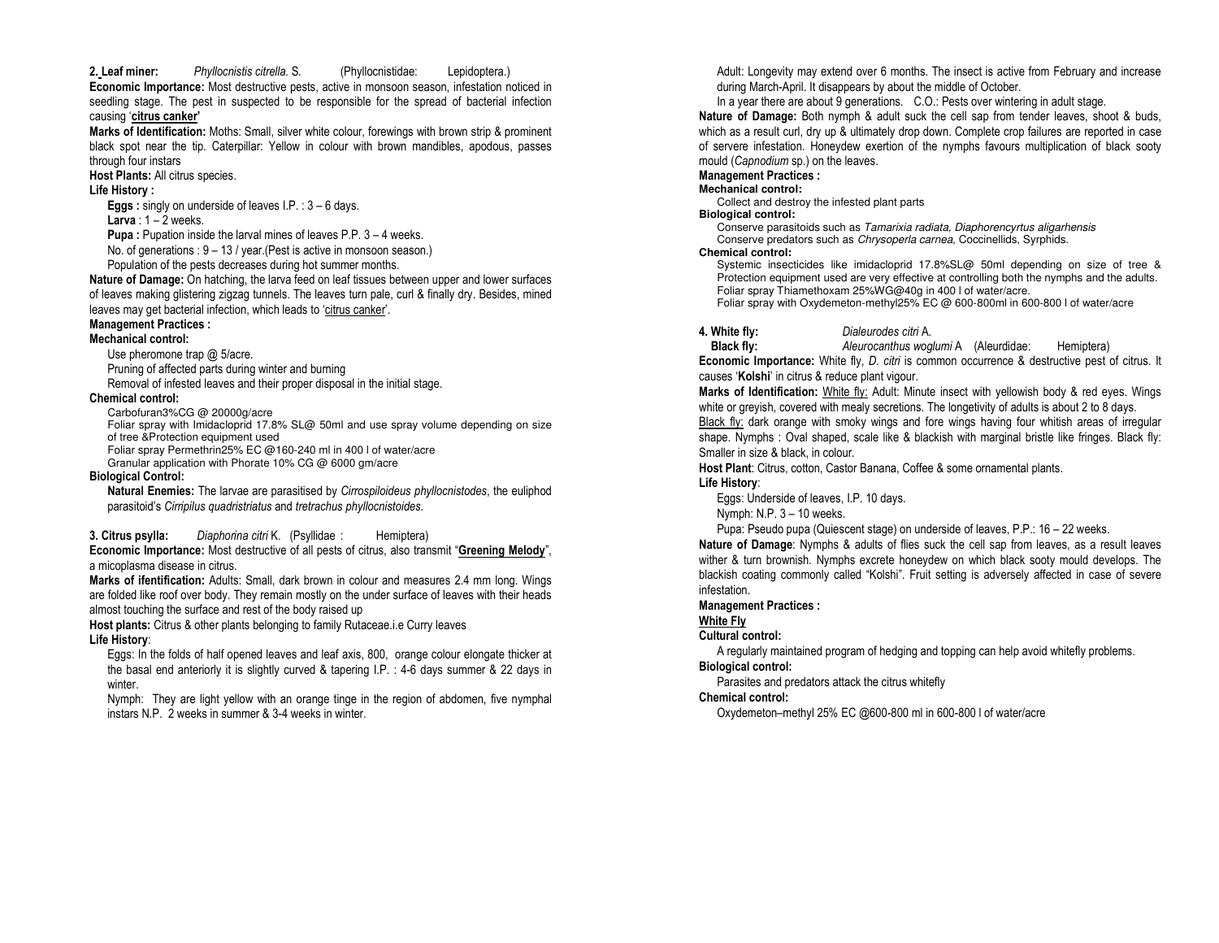**2. Leaf miner:** *Phyllocnistis citrella.* S. (Phyllocnistidae: Lepidoptera.)

**Economic Importance:** Most destructive pests, active in monsoon season, infestation noticed in seedling stage. The pest in suspected to be responsible for the spread of bacterial infection causing '**citrus canker**'

**Marks of Identification:** Moths: Small, silver white colour, forewings with brown strip & prominent black spot near the tip. Caterpillar: Yellow in colour with brown mandibles, apodous, passes through four instars

**Host Plants:** All citrus species.

**Life History :**

**Eggs :** singly on underside of leaves I.P. : 3 – 6 days.

**Larva** : 1 – 2 weeks.

**Pupa :** Pupation inside the larval mines of leaves P.P. 3 – 4 weeks.

No. of generations : 9 – 13 / year.(Pest is active in monsoon season.)

Population of the pests decreases during hot summer months.

**Nature of Damage:** On hatching, the larva feed on leaf tissues between upper and lower surfaces of leaves making glistering zigzag tunnels. The leaves turn pale, curl & finally dry. Besides, mined leaves may get bacterial infection, which leads to 'citrus canker'.

**Management Practices :**

**Mechanical control:**

Use pheromone trap @ 5/acre.

Pruning of affected parts during winter and burning

Removal of infested leaves and their proper disposal in the initial stage.

**Chemical control:**

Carbofuran3%CG @ 20000g/acre

Foliar spray with Imidacloprid 17.8% SL@ 50ml and use spray volume depending on size of tree &Protection equipment used

Foliar spray Permethrin25% EC @160-240 ml in 400 l of water/acre

Granular application with Phorate 10% CG @ 6000 gm/acre

**Biological Control:**

**Natural Enemies:** The larvae are parasitised by *Cirrospiloideus phyllocnistodes*, the euliphod parasitoid's *Cirripilus quadristriatus* and *tretrachus phyllocnistoides*.

**3. Citrus psylla:** *Diaphorina citri* K. (Psyllidae : Hemiptera)

**Economic Importance:** Most destructive of all pests of citrus, also transmit "**Greening Melody**", a micoplasma disease in citrus.

**Marks of ifentification:** Adults: Small, dark brown in colour and measures 2.4 mm long. Wings are folded like roof over body. They remain mostly on the under surface of leaves with their heads almost touching the surface and rest of the body raised up

**Host plants:** Citrus & other plants belonging to family Rutaceae.i.e Curry leaves

**Life History**:

Eggs: In the folds of half opened leaves and leaf axis, 800, orange colour elongate thicker at the basal end anteriorly it is slightly curved & tapering I.P. : 4-6 days summer & 22 days in winter.

Nymph: They are light yellow with an orange tinge in the region of abdomen, five nymphal instars N.P. 2 weeks in summer & 3-4 weeks in winter.

Adult: Longevity may extend over 6 months. The insect is active from February and increase during March-April. It disappears by about the middle of October.

In a year there are about 9 generations. C.O.: Pests over wintering in adult stage.

**Nature of Damage:** Both nymph & adult suck the cell sap from tender leaves, shoot & buds, which as a result curl, dry up & ultimately drop down. Complete crop failures are reported in case of servere infestation. Honeydew exertion of the nymphs favours multiplication of black sooty mould (*Capnodium* sp.) on the leaves.

**Management Practices :**

**Mechanical control:**

Collect and destroy the infested plant parts

**Biological control:**

Conserve parasitoids such as *Tamarixia radiata, Diaphorencyrtus aligarhensis*

Conserve predators such as *Chrysoperla carnea*, Coccinellids, Syrphids.

**Chemical control:**

Systemic insecticides like imidacloprid 17.8%SL@ 50ml depending on size of tree & Protection equipment used are very effective at controlling both the nymphs and the adults.

Foliar spray Thiamethoxam 25%WG@40g in 400 l of water/acre.

Foliar spray with Oxydemeton-methyl25% EC @ 600-800ml in 600-800 l of water/acre

**4. White fly:** *Dialeurodes citri* A.

**Black fly:** *Aleurocanthus woglumi* A (Aleurdidae: Hemiptera)

**Economic Importance:** White fly, *D. citri* is common occurrence & destructive pest of citrus. It causes '**Kolshi**' in citrus & reduce plant vigour.

**Marks of Identification:** White fly: Adult: Minute insect with yellowish body & red eyes. Wings white or greyish, covered with mealy secretions. The longetivity of adults is about 2 to 8 days.

Black fly: dark orange with smoky wings and fore wings having four whitish areas of irregular shape. Nymphs : Oval shaped, scale like & blackish with marginal bristle like fringes. Black fly: Smaller in size & black, in colour.

**Host Plant**: Citrus, cotton, Castor Banana, Coffee & some ornamental plants.

**Life History**:

Eggs: Underside of leaves, I.P. 10 days.

Nymph: N.P. 3 – 10 weeks.

Pupa: Pseudo pupa (Quiescent stage) on underside of leaves, P.P.: 16 – 22 weeks.

**Nature of Damage**: Nymphs & adults of flies suck the cell sap from leaves, as a result leaves wither & turn brownish. Nymphs excrete honeydew on which black sooty mould develops. The blackish coating commonly called "Kolshi". Fruit setting is adversely affected in case of severe infestation.

**Management Practices :**

**White Fly**

**Cultural control:**

A regularly maintained program of hedging and topping can help avoid whitefly problems.

**Biological control:**

Parasites and predators attack the citrus whitefly

**Chemical control:**

Oxydemeton–methyl 25% EC @600-800 ml in 600-800 l of water/acre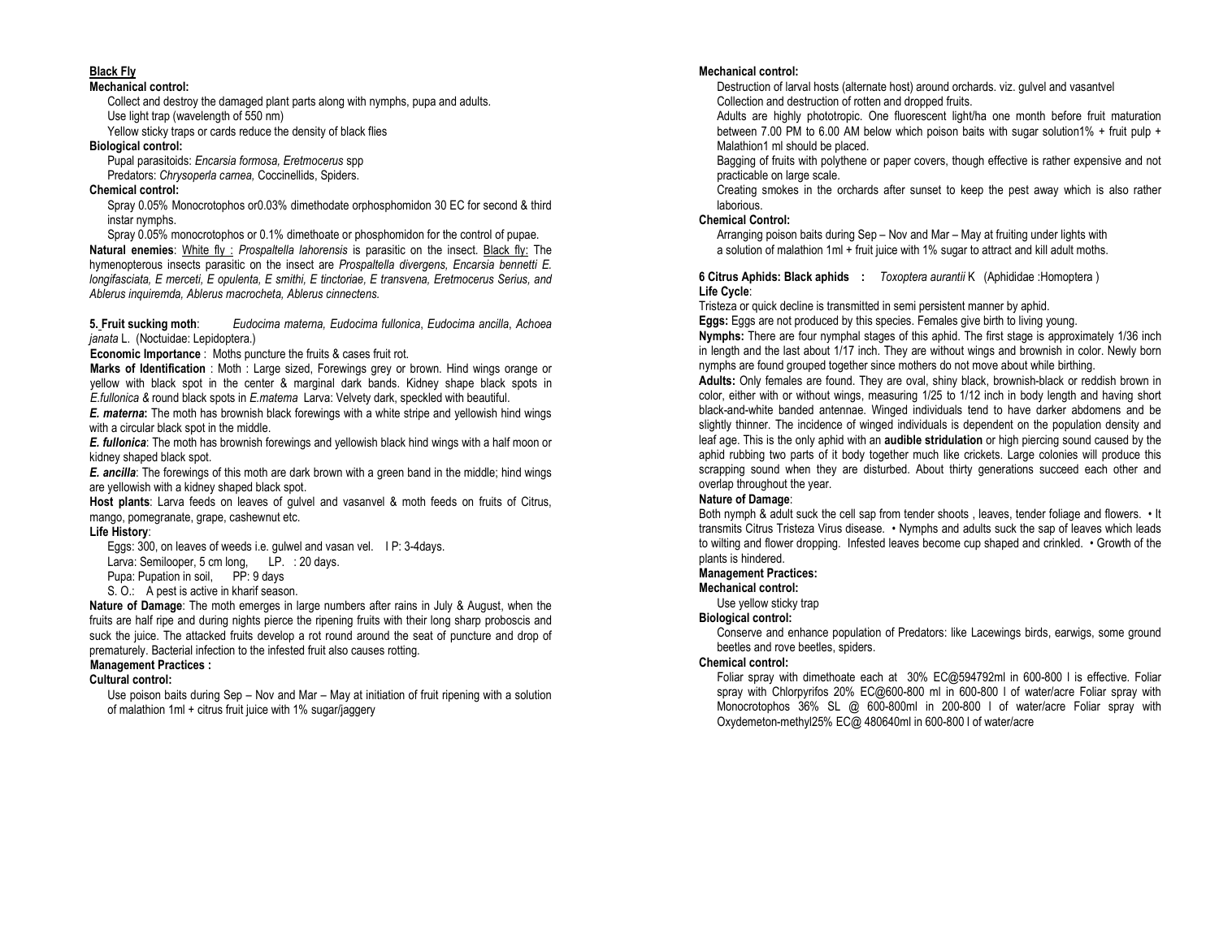**Black Fly**

**Mechanical control:**

Collect and destroy the damaged plant parts along with nymphs, pupa and adults.

Use light trap (wavelength of 550 nm)

Yellow sticky traps or cards reduce the density of black flies

**Biological control:**

Pupal parasitoids: *Encarsia formosa, Eretmocerus* spp

Predators: *Chrysoperla carnea,* Coccinellids, Spiders.

**Chemical control:**

Spray 0.05% Monocrotophos or0.03% dimethodate orphosphomidon 30 EC for second & third instar nymphs.

Spray 0.05% monocrotophos or 0.1% dimethoate or phosphomidon for the control of pupae.

**Natural enemies**: White fly : *Prospaltella lahorensis* is parasitic on the insect. Black fly: The hymenopterous insects parasitic on the insect are *Prospaltella divergens, Encarsia bennetti E. longifasciata, E merceti, E opulenta, E smithi, E tinctoriae, E transvena, Eretmocerus Serius, and Ablerus inquiremda, Ablerus macrocheta, Ablerus cinnectens.*

**5. Fruit sucking moth**: *Eudocima materna, Eudocima fullonica*, *Eudocima ancilla*, *Achoea janata* L. (Noctuidae: Lepidoptera.)

**Economic Importance** : Moths puncture the fruits & cases fruit rot.

**Marks of Identification** : Moth : Large sized, Forewings grey or brown. Hind wings orange or yellow with black spot in the center & marginal dark bands. Kidney shape black spots in *E.fullonica &* round black spots in *E.matema* Larva: Velvety dark, speckled with beautiful.

***E. materna*:** The moth has brownish black forewings with a white stripe and yellowish hind wings with a circular black spot in the middle.

***E. fullonica***: The moth has brownish forewings and yellowish black hind wings with a half moon or kidney shaped black spot.

***E. ancilla***: The forewings of this moth are dark brown with a green band in the middle; hind wings are yellowish with a kidney shaped black spot.

**Host plants**: Larva feeds on leaves of gulvel and vasanvel & moth feeds on fruits of Citrus, mango, pomegranate, grape, cashewnut etc.

**Life History**:

Eggs: 300, on leaves of weeds i.e. gulwel and vasan vel. I P: 3-4days.

Larva: Semilooper, 5 cm long, LP. : 20 days.

Pupa: Pupation in soil, PP: 9 days

S. O.: A pest is active in kharif season.

**Nature of Damage**: The moth emerges in large numbers after rains in July & August, when the fruits are half ripe and during nights pierce the ripening fruits with their long sharp proboscis and suck the juice. The attacked fruits develop a rot round around the seat of puncture and drop of prematurely. Bacterial infection to the infested fruit also causes rotting.

**Management Practices :**

**Cultural control:**

Use poison baits during Sep – Nov and Mar – May at initiation of fruit ripening with a solution of malathion 1ml + citrus fruit juice with 1% sugar/jaggery

**Mechanical control:**

Destruction of larval hosts (alternate host) around orchards. viz. gulvel and vasantvel

Collection and destruction of rotten and dropped fruits.

Adults are highly phototropic. One fluorescent light/ha one month before fruit maturation between 7.00 PM to 6.00 AM below which poison baits with sugar solution1% + fruit pulp + Malathion1 ml should be placed.

Bagging of fruits with polythene or paper covers, though effective is rather expensive and not practicable on large scale.

Creating smokes in the orchards after sunset to keep the pest away which is also rather laborious.

**Chemical Control:**

Arranging poison baits during Sep – Nov and Mar – May at fruiting under lights with a solution of malathion 1ml + fruit juice with 1% sugar to attract and kill adult moths.

**6 Citrus Aphids: Black aphids :** *Toxoptera aurantii* K (Aphididae :Homoptera )

**Life Cycle**:

Tristeza or quick decline is transmitted in semi persistent manner by aphid.

**Eggs:** Eggs are not produced by this species. Females give birth to living young.

**Nymphs:** There are four nymphal stages of this aphid. The first stage is approximately 1/36 inch in length and the last about 1/17 inch. They are without wings and brownish in color. Newly born nymphs are found grouped together since mothers do not move about while birthing.

**Adults:** Only females are found. They are oval, shiny black, brownish-black or reddish brown in color, either with or without wings, measuring 1/25 to 1/12 inch in body length and having short black-and-white banded antennae. Winged individuals tend to have darker abdomens and be slightly thinner. The incidence of winged individuals is dependent on the population density and leaf age. This is the only aphid with an **audible stridulation** or high piercing sound caused by the aphid rubbing two parts of it body together much like crickets. Large colonies will produce this scrapping sound when they are disturbed. About thirty generations succeed each other and overlap throughout the year.

**Nature of Damage**:

Both nymph & adult suck the cell sap from tender shoots , leaves, tender foliage and flowers. • It transmits Citrus Tristeza Virus disease. • Nymphs and adults suck the sap of leaves which leads to wilting and flower dropping. Infested leaves become cup shaped and crinkled. • Growth of the plants is hindered.

**Management Practices:**

**Mechanical control:**

Use yellow sticky trap

**Biological control:**

Conserve and enhance population of Predators: like Lacewings birds, earwigs, some ground beetles and rove beetles, spiders.

**Chemical control:**

Foliar spray with dimethoate each at 30% EC@594792ml in 600-800 l is effective. Foliar spray with Chlorpyrifos 20% EC@600-800 ml in 600-800 l of water/acre Foliar spray with Monocrotophos 36% SL @ 600-800ml in 200-800 l of water/acre Foliar spray with Oxydemeton-methyl25% EC@ 480640ml in 600-800 l of water/acre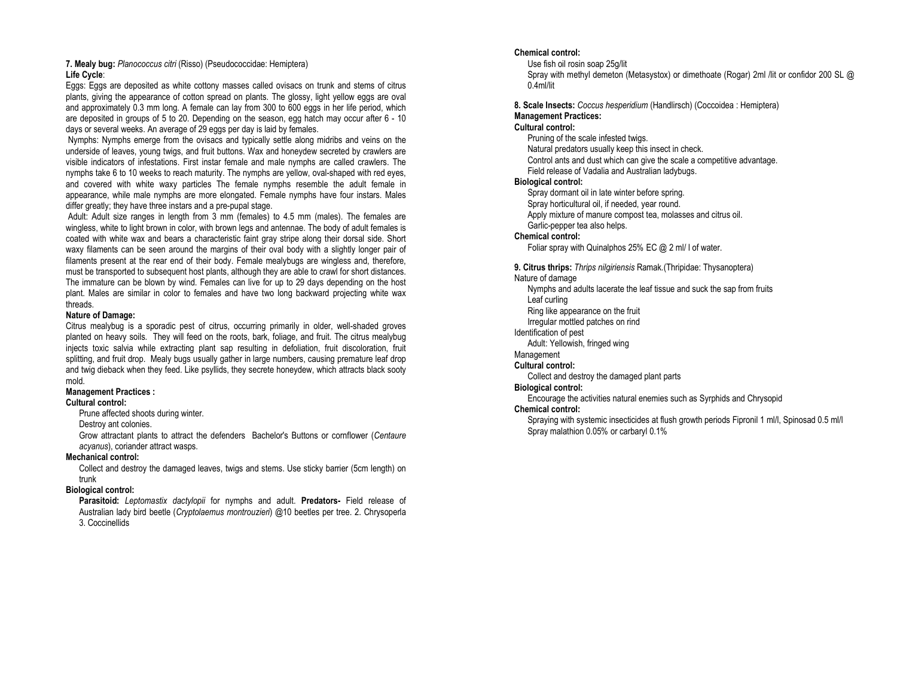**7. Mealy bug:** *Planococcus citri* (Risso) (Pseudococcidae: Hemiptera)

**Life Cycle**:

Eggs: Eggs are deposited as white cottony masses called ovisacs on trunk and stems of citrus plants, giving the appearance of cotton spread on plants. The glossy, light yellow eggs are oval and approximately 0.3 mm long. A female can lay from 300 to 600 eggs in her life period, which are deposited in groups of 5 to 20. Depending on the season, egg hatch may occur after 6 - 10 days or several weeks. An average of 29 eggs per day is laid by females.

Nymphs: Nymphs emerge from the ovisacs and typically settle along midribs and veins on the underside of leaves, young twigs, and fruit buttons. Wax and honeydew secreted by crawlers are visible indicators of infestations. First instar female and male nymphs are called crawlers. The nymphs take 6 to 10 weeks to reach maturity. The nymphs are yellow, oval-shaped with red eyes, and covered with white waxy particles The female nymphs resemble the adult female in appearance, while male nymphs are more elongated. Female nymphs have four instars. Males differ greatly; they have three instars and a pre-pupal stage.

Adult: Adult size ranges in length from 3 mm (females) to 4.5 mm (males). The females are wingless, white to light brown in color, with brown legs and antennae. The body of adult females is coated with white wax and bears a characteristic faint gray stripe along their dorsal side. Short waxy filaments can be seen around the margins of their oval body with a slightly longer pair of filaments present at the rear end of their body. Female mealybugs are wingless and, therefore, must be transported to subsequent host plants, although they are able to crawl for short distances. The immature can be blown by wind. Females can live for up to 29 days depending on the host plant. Males are similar in color to females and have two long backward projecting white wax threads.

**Nature of Damage:**

Citrus mealybug is a sporadic pest of citrus, occurring primarily in older, well-shaded groves planted on heavy soils. They will feed on the roots, bark, foliage, and fruit. The citrus mealybug injects toxic salvia while extracting plant sap resulting in defoliation, fruit discoloration, fruit splitting, and fruit drop. Mealy bugs usually gather in large numbers, causing premature leaf drop and twig dieback when they feed. Like psyllids, they secrete honeydew, which attracts black sooty mold.

**Management Practices :**

**Cultural control:**

Prune affected shoots during winter.

Destroy ant colonies.

Grow attractant plants to attract the defenders Bachelor's Buttons or cornflower (*Centaure acyanus*), coriander attract wasps.

**Mechanical control:**

Collect and destroy the damaged leaves, twigs and stems. Use sticky barrier (5cm length) on trunk

**Biological control:**

**Parasitoid:** *Leptomastix dactylopii* for nymphs and adult. **Predators-** Field release of Australian lady bird beetle (*Cryptolaemus montrouzieri*) @10 beetles per tree. 2. Chrysoperla 3. Coccinellids

**Chemical control:**

Use fish oil rosin soap 25g/lit

Spray with methyl demeton (Metasystox) or dimethoate (Rogar) 2ml /lit or confidor 200 SL @ 0.4ml/lit

**8. Scale Insects:** *Coccus hesperidium* (Handlirsch) (Coccoidea : Hemiptera)

**Management Practices:**

**Cultural control:**

Pruning of the scale infested twigs.

Natural predators usually keep this insect in check.

Control ants and dust which can give the scale a competitive advantage.

Field release of Vadalia and Australian ladybugs.

**Biological control:**

Spray dormant oil in late winter before spring.

Spray horticultural oil, if needed, year round.

Apply mixture of manure compost tea, molasses and citrus oil.

Garlic-pepper tea also helps.

**Chemical control:**

Foliar spray with Quinalphos 25% EC @ 2 ml/ l of water.

**9. Citrus thrips:** *Thrips nilgiriensis* Ramak.(Thripidae: Thysanoptera)

Nature of damage

Nymphs and adults lacerate the leaf tissue and suck the sap from fruits

Leaf curling

Ring like appearance on the fruit

Irregular mottled patches on rind

Identification of pest

Adult: Yellowish, fringed wing

Management

**Cultural control:**

Collect and destroy the damaged plant parts

**Biological control:**

Encourage the activities natural enemies such as Syrphids and Chrysopid

**Chemical control:**

Spraying with systemic insecticides at flush growth periods Fipronil 1 ml/l, Spinosad 0.5 ml/l

Spray malathion 0.05% or carbaryl 0.1%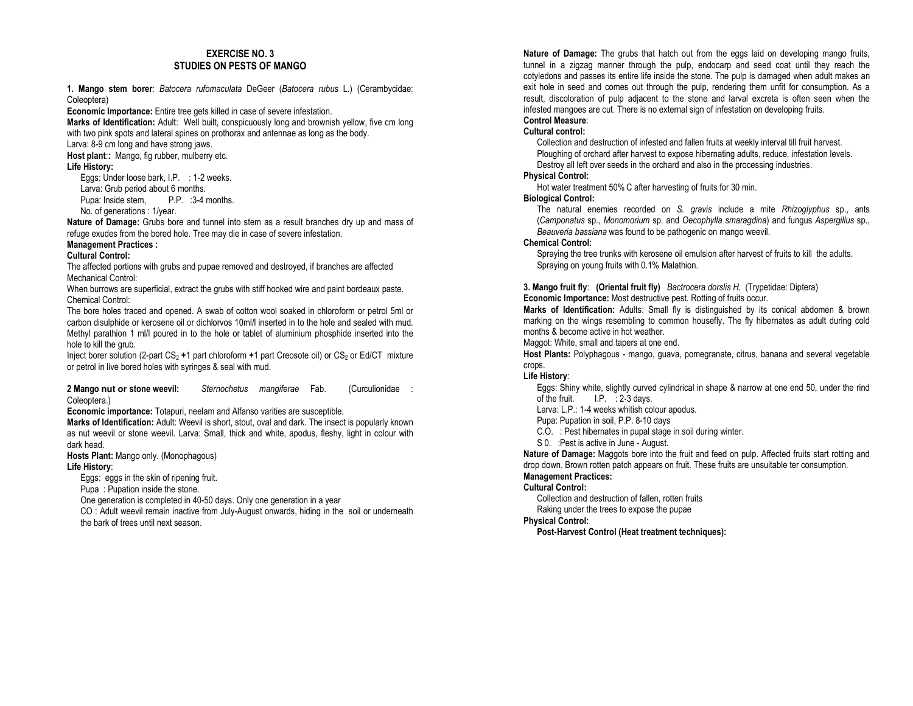## EXERCISE NO. 3
## STUDIES ON PESTS OF MANGO

**1. Mango stem borer**: *Batocera rufomaculata* DeGeer (*Batocera rubus* L.) (Cerambycidae: Coleoptera)

**Economic Importance:** Entire tree gets killed in case of severe infestation.

**Marks of Identification:** Adult: Well built, conspicuously long and brownish yellow, five cm long with two pink spots and lateral spines on prothorax and antennae as long as the body.

Larva: 8-9 cm long and have strong jaws.

**Host plant:**: Mango, fig rubber, mulberry etc.

**Life History:**

Eggs: Under loose bark, I.P. : 1-2 weeks.

Larva: Grub period about 6 months.

Pupa: Inside stem, P.P. :3-4 months.

No. of generations : 1/year.

**Nature of Damage:** Grubs bore and tunnel into stem as a result branches dry up and mass of refuge exudes from the bored hole. Tree may die in case of severe infestation.

**Management Practices :**

**Cultural Control:**

The affected portions with grubs and pupae removed and destroyed, if branches are affected

Mechanical Control:

When burrows are superficial, extract the grubs with stiff hooked wire and paint bordeaux paste.

Chemical Control:

The bore holes traced and opened. A swab of cotton wool soaked in chloroform or petrol 5ml or carbon disulphide or kerosene oil or dichlorvos 10ml/l inserted in to the hole and sealed with mud. Methyl parathion 1 ml/l poured in to the hole or tablet of aluminium phosphide inserted into the hole to kill the grub.

Inject borer solution (2-part $CS_2$ **+**1 part chloroform **+**1 part Creosote oil) or $CS_2$ or Ed/CT mixture or petrol in live bored holes with syringes & seal with mud.

**2 Mango nut or stone weevil:** *Sternochetus mangiferae* Fab. (Curculionidae : Coleoptera.)

**Economic importance:** Totapuri, neelam and Alfanso varities are susceptible.

**Marks of Identification:** Adult: Weevil is short, stout, oval and dark. The insect is popularly known as nut weevil or stone weevil. Larva: Small, thick and white, apodus, fleshy, light in colour with dark head.

**Hosts Plant:** Mango only. (Monophagous)

**Life History**:

Eggs: eggs in the skin of ripening fruit.

Pupa : Pupation inside the stone.

One generation is completed in 40-50 days. Only one generation in a year

CO : Adult weevil remain inactive from July-August onwards, hiding in the soil or underneath the bark of trees until next season.

**Nature of Damage:** The grubs that hatch out from the eggs laid on developing mango fruits, tunnel in a zigzag manner through the pulp, endocarp and seed coat until they reach the cotyledons and passes its entire life inside the stone. The pulp is damaged when adult makes an exit hole in seed and comes out through the pulp, rendering them unfit for consumption. As a result, discoloration of pulp adjacent to the stone and larval excreta is often seen when the infested mangoes are cut. There is no external sign of infestation on developing fruits.

**Control Measure**:

**Cultural control:**

Collection and destruction of infested and fallen fruits at weekly interval till fruit harvest.

Ploughing of orchard after harvest to expose hibernating adults, reduce, infestation levels.

Destroy all left over seeds in the orchard and also in the processing industries.

**Physical Control:**

Hot water treatment 50% C after harvesting of fruits for 30 min.

**Biological Control:**

The natural enemies recorded on *S. gravis* include a mite *Rhizoglyphus* sp., ants (*Camponatus* sp., *Monomorium* sp. and *Oecophylla smaragdina*) and fungus *Aspergillus* sp., *Beauveria bassiana* was found to be pathogenic on mango weevil.

**Chemical Control:**

Spraying the tree trunks with kerosene oil emulsion after harvest of fruits to kill the adults.

Spraying on young fruits with 0.1% Malathion.

**3. Mango fruit fly**: **(Oriental fruit fly)** *Bactrocera dorslis H.* (Trypetidae: Diptera)

**Economic Importance:** Most destructive pest. Rotting of fruits occur.

**Marks of Identification:** Adults: Small fly is distinguished by its conical abdomen & brown marking on the wings resembling to common housefly. The fly hibernates as adult during cold months & become active in hot weather.

Maggot: White, small and tapers at one end.

**Host Plants:** Polyphagous - mango, guava, pomegranate, citrus, banana and several vegetable crops.

**Life History**:

Eggs: Shiny white, slightly curved cylindrical in shape & narrow at one end 50, under the rind of the fruit. I.P. : 2-3 days.

Larva: L.P.: 1-4 weeks whitish colour apodus.

Pupa: Pupation in soil, P.P. 8-10 days

C.O. : Pest hibernates in pupal stage in soil during winter.

S 0. :Pest is active in June - August.

**Nature of Damage:** Maggots bore into the fruit and feed on pulp. Affected fruits start rotting and drop down. Brown rotten patch appears on fruit. These fruits are unsuitable ter consumption.

**Management Practices:**

**Cultural Control:**

Collection and destruction of fallen, rotten fruits

Raking under the trees to expose the pupae

**Physical Control:**

**Post-Harvest Control (Heat treatment techniques):**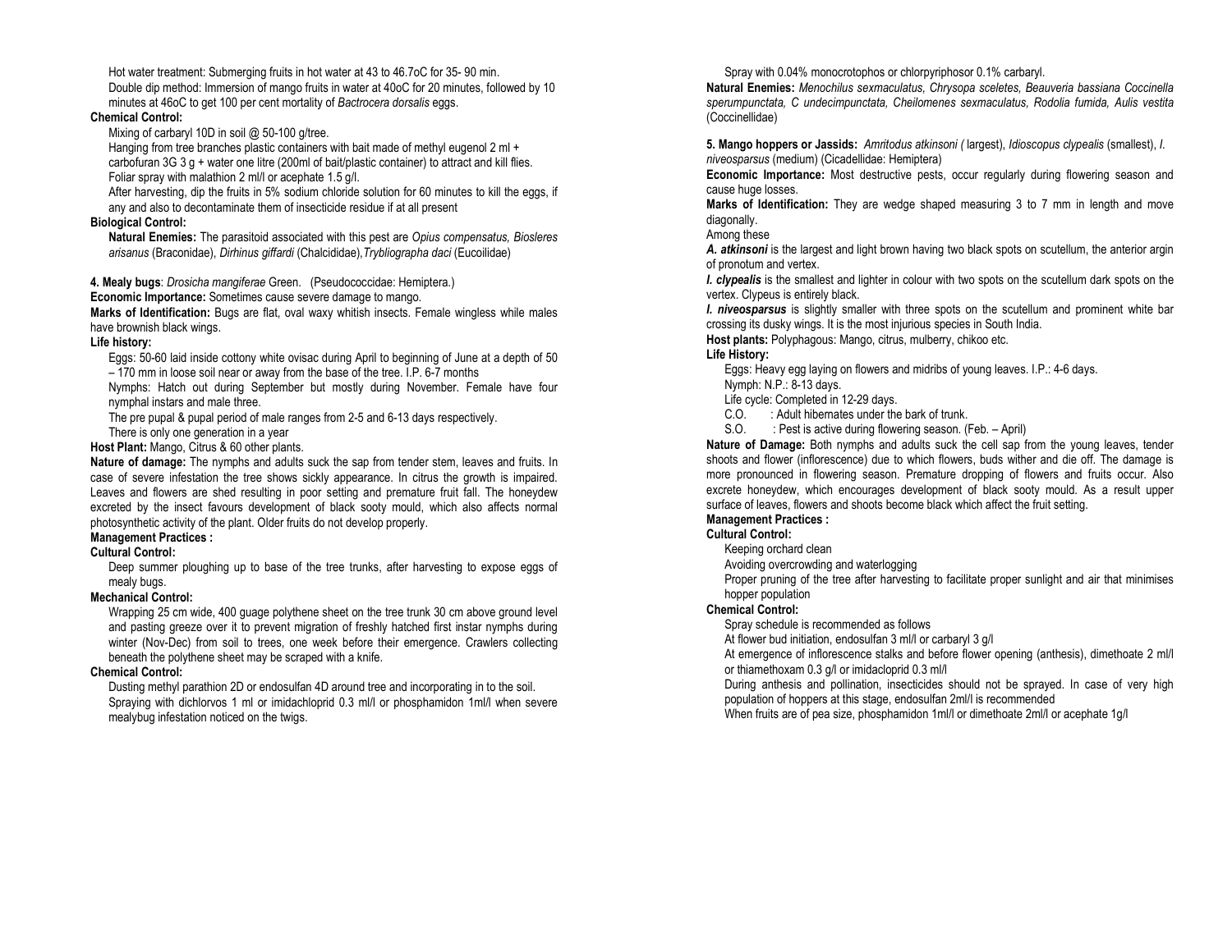Hot water treatment: Submerging fruits in hot water at 43 to 46.7oC for 35- 90 min.

Double dip method: Immersion of mango fruits in water at 40oC for 20 minutes, followed by 10 minutes at 46oC to get 100 per cent mortality of *Bactrocera dorsalis* eggs.

**Chemical Control:**

Mixing of carbaryl 10D in soil @ 50-100 g/tree.

Hanging from tree branches plastic containers with bait made of methyl eugenol 2 ml + carbofuran 3G 3 g + water one litre (200ml of bait/plastic container) to attract and kill flies.

Foliar spray with malathion 2 ml/l or acephate 1.5 g/l.

After harvesting, dip the fruits in 5% sodium chloride solution for 60 minutes to kill the eggs, if any and also to decontaminate them of insecticide residue if at all present

**Biological Control:**

**Natural Enemies:** The parasitoid associated with this pest are *Opius compensatus, Biosleres arisanus* (Braconidae), *Dirhinus giffardi* (Chalcididae),*Trybliographa daci* (Eucoilidae)

**4. Mealy bugs**: *Drosicha mangiferae* Green. (Pseudococcidae: Hemiptera.)

**Economic Importance:** Sometimes cause severe damage to mango.

**Marks of Identification:** Bugs are flat, oval waxy whitish insects. Female wingless while males have brownish black wings.

**Life history:**

Eggs: 50-60 laid inside cottony white ovisac during April to beginning of June at a depth of 50 – 170 mm in loose soil near or away from the base of the tree. I.P. 6-7 months

Nymphs: Hatch out during September but mostly during November. Female have four nymphal instars and male three.

The pre pupal & pupal period of male ranges from 2-5 and 6-13 days respectively.

There is only one generation in a year

**Host Plant:** Mango, Citrus & 60 other plants.

**Nature of damage:** The nymphs and adults suck the sap from tender stem, leaves and fruits. In case of severe infestation the tree shows sickly appearance. In citrus the growth is impaired. Leaves and flowers are shed resulting in poor setting and premature fruit fall. The honeydew excreted by the insect favours development of black sooty mould, which also affects normal photosynthetic activity of the plant. Older fruits do not develop properly.

**Management Practices :**

**Cultural Control:**

Deep summer ploughing up to base of the tree trunks, after harvesting to expose eggs of mealy bugs.

**Mechanical Control:**

Wrapping 25 cm wide, 400 guage polythene sheet on the tree trunk 30 cm above ground level and pasting greeze over it to prevent migration of freshly hatched first instar nymphs during winter (Nov-Dec) from soil to trees, one week before their emergence. Crawlers collecting beneath the polythene sheet may be scraped with a knife.

**Chemical Control:**

Dusting methyl parathion 2D or endosulfan 4D around tree and incorporating in to the soil.

Spraying with dichlorvos 1 ml or imidachloprid 0.3 ml/l or phosphamidon 1ml/l when severe mealybug infestation noticed on the twigs.

Spray with 0.04% monocrotophos or chlorpyriphosor 0.1% carbaryl.

**Natural Enemies:** *Menochilus sexmaculatus, Chrysopa sceletes, Beauveria bassiana Coccinella sperumpunctata, C undecimpunctata, Cheilomenes sexmaculatus, Rodolia fumida, Aulis vestita* (Coccinellidae)

**5. Mango hoppers or Jassids:** *Amritodus atkinsoni (* largest), *Idioscopus clypealis* (smallest), *I. niveosparsus* (medium) (Cicadellidae: Hemiptera)

**Economic Importance:** Most destructive pests, occur regularly during flowering season and cause huge losses.

**Marks of Identification:** They are wedge shaped measuring 3 to 7 mm in length and move diagonally.

Among these

***A. atkinsoni*** is the largest and light brown having two black spots on scutellum, the anterior argin of pronotum and vertex.

***I. clypealis*** is the smallest and lighter in colour with two spots on the scutellum dark spots on the vertex. Clypeus is entirely black.

***I. niveosparsus*** is slightly smaller with three spots on the scutellum and prominent white bar crossing its dusky wings. It is the most injurious species in South India.

**Host plants:** Polyphagous: Mango, citrus, mulberry, chikoo etc.

**Life History:**

Eggs: Heavy egg laying on flowers and midribs of young leaves. I.P.: 4-6 days.

Nymph: N.P.: 8-13 days.

Life cycle: Completed in 12-29 days.

C.O. : Adult hibernates under the bark of trunk.

S.O. : Pest is active during flowering season. (Feb. – April)

**Nature of Damage:** Both nymphs and adults suck the cell sap from the young leaves, tender shoots and flower (inflorescence) due to which flowers, buds wither and die off. The damage is more pronounced in flowering season. Premature dropping of flowers and fruits occur. Also excrete honeydew, which encourages development of black sooty mould. As a result upper surface of leaves, flowers and shoots become black which affect the fruit setting.

**Management Practices :**

**Cultural Control:**

Keeping orchard clean

Avoiding overcrowding and waterlogging

Proper pruning of the tree after harvesting to facilitate proper sunlight and air that minimises hopper population

**Chemical Control:**

Spray schedule is recommended as follows

At flower bud initiation, endosulfan 3 ml/l or carbaryl 3 g/l

At emergence of inflorescence stalks and before flower opening (anthesis), dimethoate 2 ml/l or thiamethoxam 0.3 g/l or imidacloprid 0.3 ml/l

During anthesis and pollination, insecticides should not be sprayed. In case of very high population of hoppers at this stage, endosulfan 2ml/l is recommended

When fruits are of pea size, phosphamidon 1ml/l or dimethoate 2ml/l or acephate 1g/l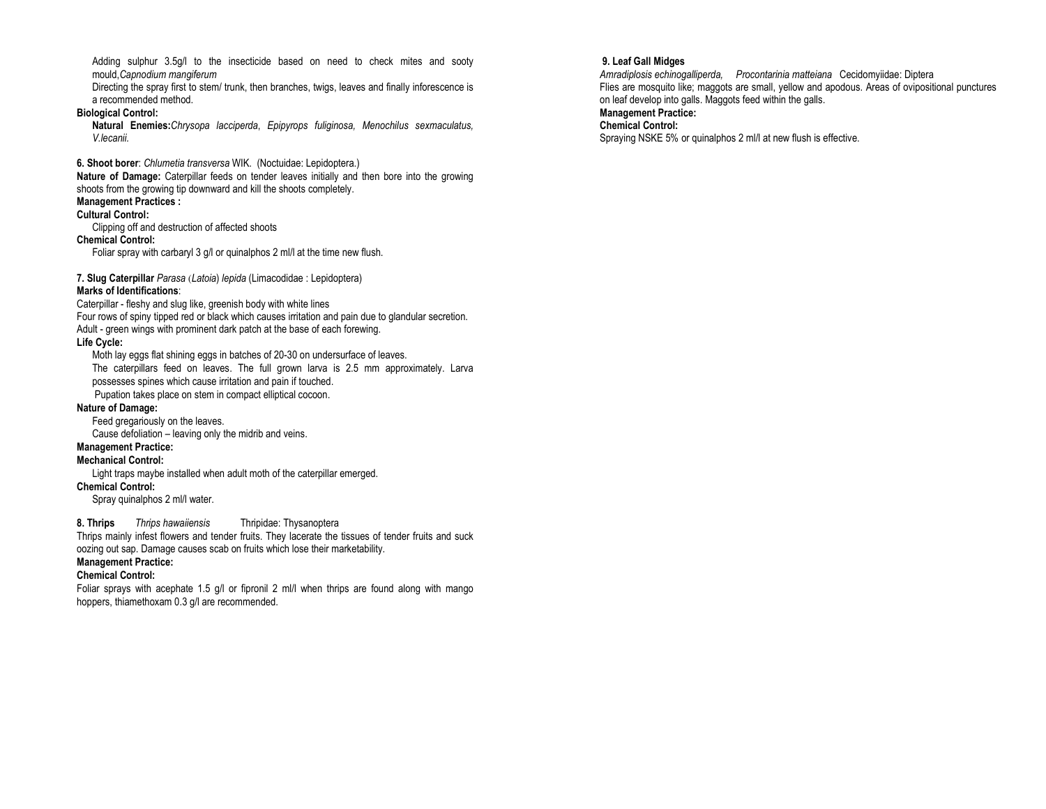Adding sulphur 3.5g/l to the insecticide based on need to check mites and sooty mould, *Capnodium mangiferum*

Directing the spray first to stem/ trunk, then branches, twigs, leaves and finally inforescence is a recommended method.

**Biological Control:**

**Natural Enemies:** *Chrysopa lacciperda*, *Epipyrops fuliginosa, Menochilus sexmaculatus, V.lecanii.*

**6. Shoot borer**: *Chlumetia transversa* WIK. (Noctuidae: Lepidoptera.)

**Nature of Damage:** Caterpillar feeds on tender leaves initially and then bore into the growing shoots from the growing tip downward and kill the shoots completely.

**Management Practices :**

**Cultural Control:**

Clipping off and destruction of affected shoots

**Chemical Control:**

Foliar spray with carbaryl 3 g/l or quinalphos 2 ml/l at the time new flush.

**7. Slug Caterpillar** *Parasa* (*Latoia*) *lepida* (Limacodidae : Lepidoptera)

**Marks of Identifications**:

Caterpillar - fleshy and slug like, greenish body with white lines

Four rows of spiny tipped red or black which causes irritation and pain due to glandular secretion.

Adult - green wings with prominent dark patch at the base of each forewing.

**Life Cycle:**

Moth lay eggs flat shining eggs in batches of 20-30 on undersurface of leaves.

The caterpillars feed on leaves. The full grown larva is 2.5 mm approximately. Larva possesses spines which cause irritation and pain if touched.

Pupation takes place on stem in compact elliptical cocoon.

**Nature of Damage:**

Feed gregariously on the leaves.

Cause defoliation – leaving only the midrib and veins.

**Management Practice:**

**Mechanical Control:**

Light traps maybe installed when adult moth of the caterpillar emerged.

**Chemical Control:**

Spray quinalphos 2 ml/l water.

**8. Thrips** *Thrips hawaiiensis* Thripidae: Thysanoptera

Thrips mainly infest flowers and tender fruits. They lacerate the tissues of tender fruits and suck oozing out sap. Damage causes scab on fruits which lose their marketability.

**Management Practice:**

**Chemical Control:**

Foliar sprays with acephate 1.5 g/l or fipronil 2 ml/l when thrips are found along with mango hoppers, thiamethoxam 0.3 g/l are recommended.

**9. Leaf Gall Midges**

*Amradiplosis echinogalliperda, Procontarinia matteiana* Cecidomyiidae: Diptera

Flies are mosquito like; maggots are small, yellow and apodous. Areas of ovipositional punctures on leaf develop into galls. Maggots feed within the galls.

**Management Practice:**

**Chemical Control:**

Spraying NSKE 5% or quinalphos 2 ml/l at new flush is effective.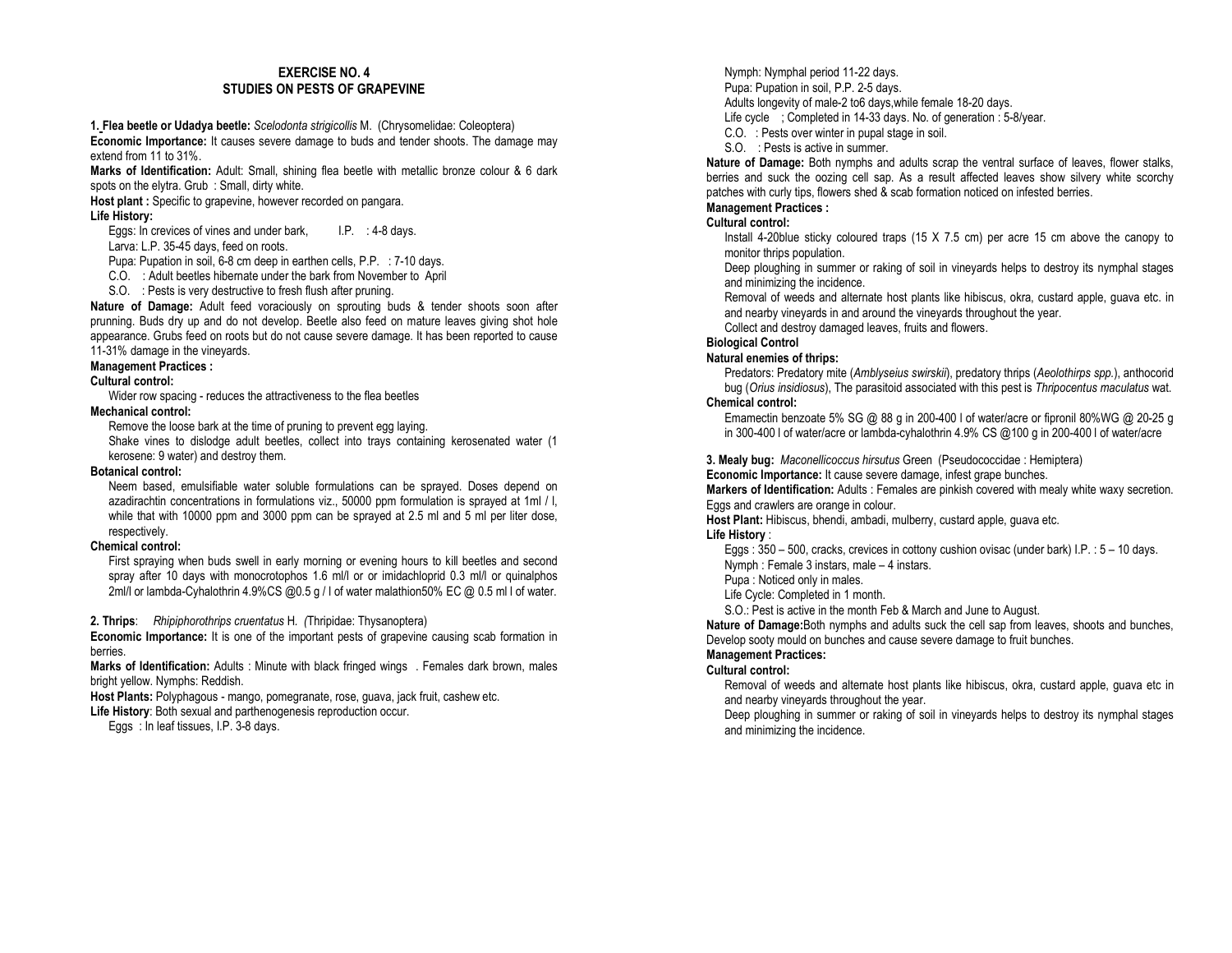# EXERCISE NO. 4
## STUDIES ON PESTS OF GRAPEVINE

**1. Flea beetle or Udadya beetle:** *Scelodonta strigicollis* M. (Chrysomelidae: Coleoptera)

**Economic Importance:** It causes severe damage to buds and tender shoots. The damage may extend from 11 to 31%.

**Marks of Identification:** Adult: Small, shining flea beetle with metallic bronze colour & 6 dark spots on the elytra. Grub : Small, dirty white.

**Host plant :** Specific to grapevine, however recorded on pangara.

**Life History:**

Eggs: In crevices of vines and under bark, I.P. : 4-8 days.

Larva: L.P. 35-45 days, feed on roots.

Pupa: Pupation in soil, 6-8 cm deep in earthen cells, P.P. : 7-10 days.

C.O. : Adult beetles hibernate under the bark from November to April

S.O. : Pests is very destructive to fresh flush after pruning.

**Nature of Damage:** Adult feed voraciously on sprouting buds & tender shoots soon after prunning. Buds dry up and do not develop. Beetle also feed on mature leaves giving shot hole appearance. Grubs feed on roots but do not cause severe damage. It has been reported to cause 11-31% damage in the vineyards.

**Management Practices :**

**Cultural control:**

Wider row spacing - reduces the attractiveness to the flea beetles

**Mechanical control:**

Remove the loose bark at the time of pruning to prevent egg laying.

Shake vines to dislodge adult beetles, collect into trays containing kerosenated water (1 kerosene: 9 water) and destroy them.

**Botanical control:**

Neem based, emulsifiable water soluble formulations can be sprayed. Doses depend on azadirachtin concentrations in formulations viz., 50000 ppm formulation is sprayed at 1ml / l, while that with 10000 ppm and 3000 ppm can be sprayed at 2.5 ml and 5 ml per liter dose, respectively.

**Chemical control:**

First spraying when buds swell in early morning or evening hours to kill beetles and second spray after 10 days with monocrotophos 1.6 ml/l or or imidachloprid 0.3 ml/l or quinalphos 2ml/l or lambda-Cyhalothrin 4.9%CS @0.5 g / l of water malathion50% EC @ 0.5 ml l of water.

**2. Thrips**: *Rhipiphorothrips cruentatus* H. *(*Thripidae: Thysanoptera)

**Economic Importance:** It is one of the important pests of grapevine causing scab formation in berries.

**Marks of Identification:** Adults : Minute with black fringed wings . Females dark brown, males bright yellow. Nymphs: Reddish.

**Host Plants:** Polyphagous - mango, pomegranate, rose, guava, jack fruit, cashew etc.

**Life History**: Both sexual and parthenogenesis reproduction occur.

Eggs : In leaf tissues, I.P. 3-8 days.

Nymph: Nymphal period 11-22 days.

Pupa: Pupation in soil, P.P. 2-5 days.

Adults longevity of male-2 to6 days,while female 18-20 days.

Life cycle ; Completed in 14-33 days. No. of generation : 5-8/year.

C.O. : Pests over winter in pupal stage in soil.

S.O. : Pests is active in summer.

**Nature of Damage:** Both nymphs and adults scrap the ventral surface of leaves, flower stalks, berries and suck the oozing cell sap. As a result affected leaves show silvery white scorchy patches with curly tips, flowers shed & scab formation noticed on infested berries.

**Management Practices :**

**Cultural control:**

Install 4-20blue sticky coloured traps (15 X 7.5 cm) per acre 15 cm above the canopy to monitor thrips population.

Deep ploughing in summer or raking of soil in vineyards helps to destroy its nymphal stages and minimizing the incidence.

Removal of weeds and alternate host plants like hibiscus, okra, custard apple, guava etc. in and nearby vineyards in and around the vineyards throughout the year.

Collect and destroy damaged leaves, fruits and flowers.

**Biological Control**

**Natural enemies of thrips:**

Predators: Predatory mite (*Amblyseius swirskii*), predatory thrips (*Aeolothirps spp.*), anthocorid bug (*Orius insidiosus*), The parasitoid associated with this pest is *Thripocentus maculatus* wat.

**Chemical control:**

Emamectin benzoate 5% SG @ 88 g in 200-400 l of water/acre or fipronil 80%WG @ 20-25 g in 300-400 l of water/acre or lambda-cyhalothrin 4.9% CS @100 g in 200-400 l of water/acre

**3. Mealy bug:** *Maconellicoccus hirsutus* Green (Pseudococcidae : Hemiptera)

**Economic Importance:** It cause severe damage, infest grape bunches.

**Markers of Identification:** Adults : Females are pinkish covered with mealy white waxy secretion. Eggs and crawlers are orange in colour.

**Host Plant:** Hibiscus, bhendi, ambadi, mulberry, custard apple, guava etc.

**Life History** :

Eggs : 350 – 500, cracks, crevices in cottony cushion ovisac (under bark) I.P. : 5 – 10 days.

Nymph : Female 3 instars, male – 4 instars.

Pupa : Noticed only in males.

Life Cycle: Completed in 1 month.

S.O.: Pest is active in the month Feb & March and June to August.

**Nature of Damage:**Both nymphs and adults suck the cell sap from leaves, shoots and bunches, Develop sooty mould on bunches and cause severe damage to fruit bunches.

**Management Practices:**

**Cultural control:**

Removal of weeds and alternate host plants like hibiscus, okra, custard apple, guava etc in and nearby vineyards throughout the year.

Deep ploughing in summer or raking of soil in vineyards helps to destroy its nymphal stages and minimizing the incidence.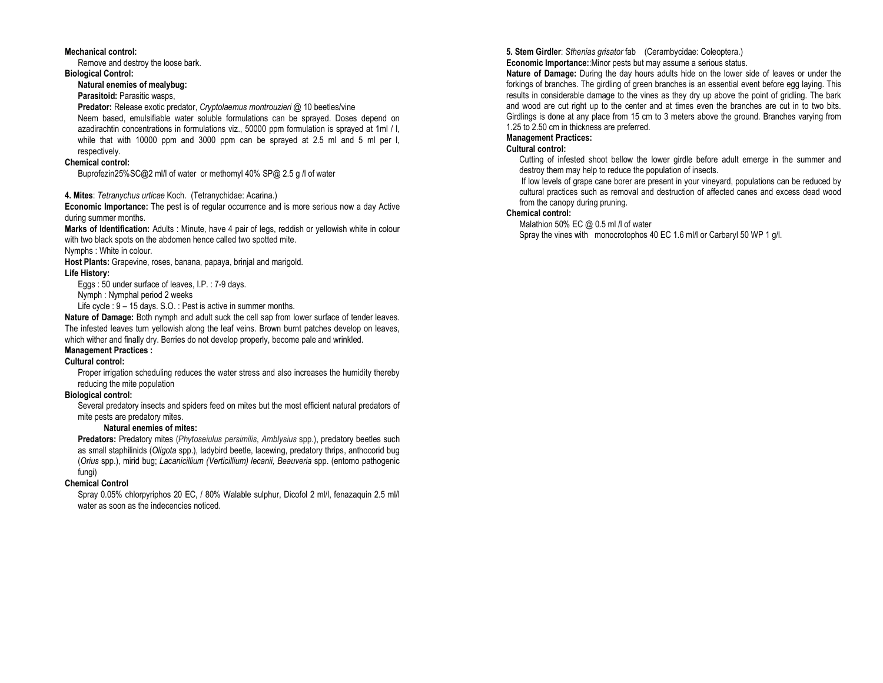**Mechanical control:**

Remove and destroy the loose bark.

**Biological Control:**

**Natural enemies of mealybug:**

**Parasitoid:** Parasitic wasps,

**Predator:** Release exotic predator, *Cryptolaemus montrouzieri* @ 10 beetles/vine

Neem based, emulsifiable water soluble formulations can be sprayed. Doses depend on azadirachtin concentrations in formulations viz., 50000 ppm formulation is sprayed at 1ml / l, while that with 10000 ppm and 3000 ppm can be sprayed at 2.5 ml and 5 ml per l, respectively.

**Chemical control:**

Buprofezin25%SC@2 ml/l of water or methomyl 40% SP@ 2.5 g /l of water

**4. Mites**: *Tetranychus urticae* Koch. (Tetranychidae: Acarina.)

**Economic Importance:** The pest is of regular occurrence and is more serious now a day Active during summer months.

**Marks of Identification:** Adults : Minute, have 4 pair of legs, reddish or yellowish white in colour with two black spots on the abdomen hence called two spotted mite.

Nymphs : White in colour.

**Host Plants:** Grapevine, roses, banana, papaya, brinjal and marigold.

**Life History:**

Eggs : 50 under surface of leaves, I.P. : 7-9 days.

Nymph : Nymphal period 2 weeks

Life cycle : 9 – 15 days. S.O. : Pest is active in summer months.

**Nature of Damage:** Both nymph and adult suck the cell sap from lower surface of tender leaves. The infested leaves turn yellowish along the leaf veins. Brown burnt patches develop on leaves, which wither and finally dry. Berries do not develop properly, become pale and wrinkled.

**Management Practices :**

**Cultural control:**

Proper irrigation scheduling reduces the water stress and also increases the humidity thereby reducing the mite population

**Biological control:**

Several predatory insects and spiders feed on mites but the most efficient natural predators of mite pests are predatory mites.

**Natural enemies of mites:**

**Predators:** Predatory mites (*Phytoseiulus persimilis*, *Amblysius* spp.), predatory beetles such as small staphilinids (*Oligota* spp.), ladybird beetle, lacewing, predatory thrips, anthocorid bug (*Orius* spp.), mirid bug; *Lacanicillium (Verticillium) lecanii, Beauveria* spp. (entomo pathogenic fungi)

**Chemical Control**

Spray 0.05% chlorpyriphos 20 EC, / 80% Walable sulphur, Dicofol 2 ml/l, fenazaquin 2.5 ml/l water as soon as the indecencies noticed.

**5. Stem Girdler**: *Sthenias grisator* fab (Cerambycidae: Coleoptera.)

**Economic Importance:**:Minor pests but may assume a serious status.

**Nature of Damage:** During the day hours adults hide on the lower side of leaves or under the forkings of branches. The girdling of green branches is an essential event before egg laying. This results in considerable damage to the vines as they dry up above the point of gridling. The bark and wood are cut right up to the center and at times even the branches are cut in to two bits. Girdlings is done at any place from 15 cm to 3 meters above the ground. Branches varying from 1.25 to 2.50 cm in thickness are preferred.

**Management Practices:**

**Cultural control:**

Cutting of infested shoot bellow the lower girdle before adult emerge in the summer and destroy them may help to reduce the population of insects.

If low levels of grape cane borer are present in your vineyard, populations can be reduced by cultural practices such as removal and destruction of affected canes and excess dead wood from the canopy during pruning.

**Chemical control:**

Malathion 50% EC @ 0.5 ml /l of water

Spray the vines with monocrotophos 40 EC 1.6 ml/l or Carbaryl 50 WP 1 g/l.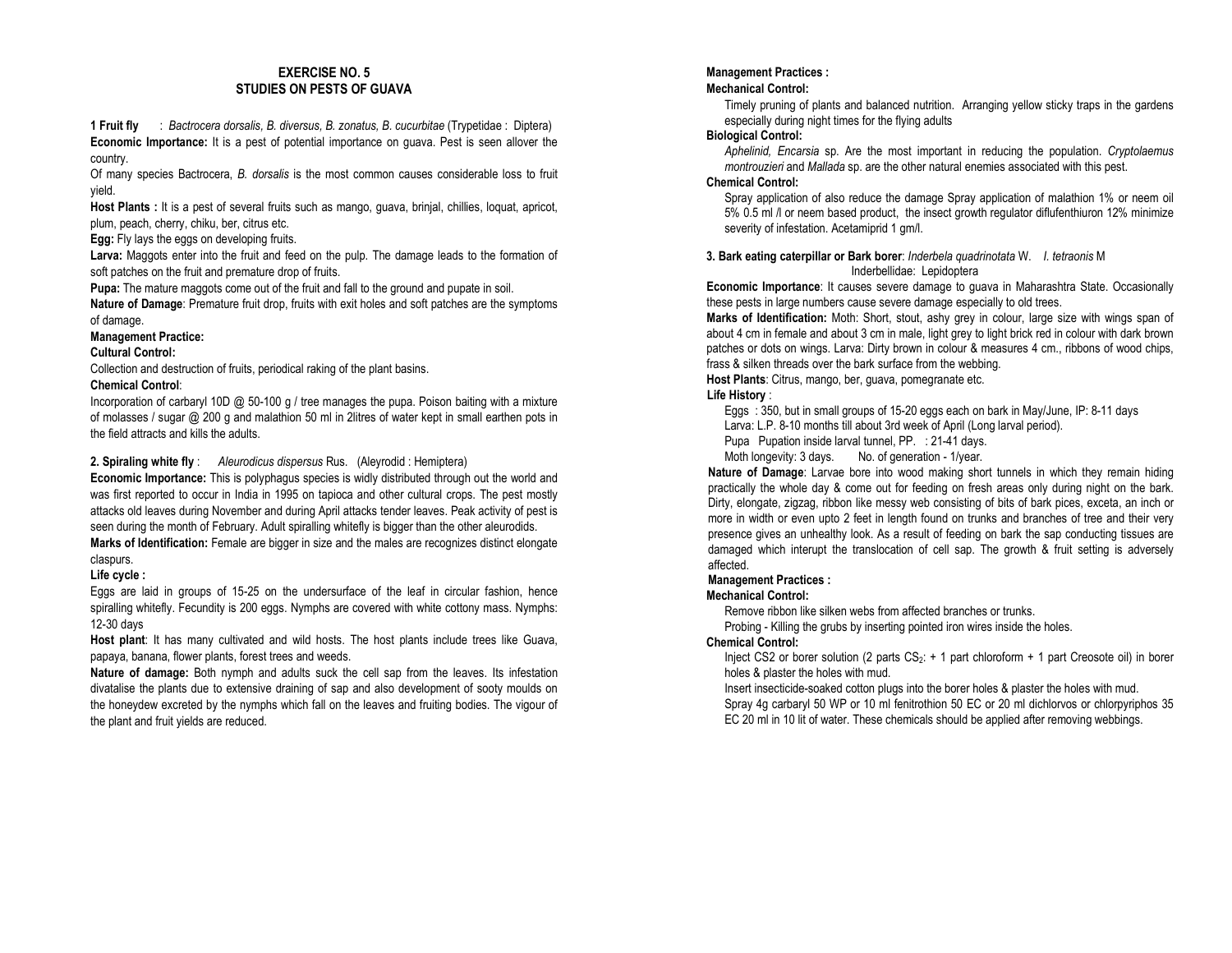# EXERCISE NO. 5
## STUDIES ON PESTS OF GUAVA

**1 Fruit fly** : *Bactrocera dorsalis, B. diversus, B. zonatus, B. cucurbitae* (Trypetidae : Diptera)

**Economic Importance:** It is a pest of potential importance on guava. Pest is seen allover the country.

Of many species Bactrocera, *B. dorsalis* is the most common causes considerable loss to fruit yield.

**Host Plants :** It is a pest of several fruits such as mango, guava, brinjal, chillies, loquat, apricot, plum, peach, cherry, chiku, ber, citrus etc.

**Egg:** Fly lays the eggs on developing fruits.

**Larva:** Maggots enter into the fruit and feed on the pulp. The damage leads to the formation of soft patches on the fruit and premature drop of fruits.

**Pupa:** The mature maggots come out of the fruit and fall to the ground and pupate in soil.

**Nature of Damage**: Premature fruit drop, fruits with exit holes and soft patches are the symptoms of damage.

**Management Practice:**

**Cultural Control:**

Collection and destruction of fruits, periodical raking of the plant basins.

**Chemical Control**:

Incorporation of carbaryl 10D @ 50-100 g / tree manages the pupa. Poison baiting with a mixture of molasses / sugar @ 200 g and malathion 50 ml in 2litres of water kept in small earthen pots in the field attracts and kills the adults.

**2. Spiraling white fly** : *Aleurodicus dispersus* Rus. (Aleyrodid : Hemiptera)

**Economic Importance:** This is polyphagus species is widly distributed through out the world and was first reported to occur in India in 1995 on tapioca and other cultural crops. The pest mostly attacks old leaves during November and during April attacks tender leaves. Peak activity of pest is seen during the month of February. Adult spiralling whitefly is bigger than the other aleurodids.

**Marks of Identification:** Female are bigger in size and the males are recognizes distinct elongate claspurs.

**Life cycle :**

Eggs are laid in groups of 15-25 on the undersurface of the leaf in circular fashion, hence spiralling whitefly. Fecundity is 200 eggs. Nymphs are covered with white cottony mass. Nymphs: 12-30 days

**Host plant**: It has many cultivated and wild hosts. The host plants include trees like Guava, papaya, banana, flower plants, forest trees and weeds.

**Nature of damage:** Both nymph and adults suck the cell sap from the leaves. Its infestation divatalise the plants due to extensive draining of sap and also development of sooty moulds on the honeydew excreted by the nymphs which fall on the leaves and fruiting bodies. The vigour of the plant and fruit yields are reduced.

**Management Practices :**

**Mechanical Control:**

Timely pruning of plants and balanced nutrition. Arranging yellow sticky traps in the gardens especially during night times for the flying adults

**Biological Control:**

*Aphelinid, Encarsia* sp. Are the most important in reducing the population. *Cryptolaemus montrouzieri* and *Mallada* sp. are the other natural enemies associated with this pest.

**Chemical Control:**

Spray application of also reduce the damage Spray application of malathion 1% or neem oil 5% 0.5 ml /l or neem based product, the insect growth regulator diflufenthiuron 12% minimize severity of infestation. Acetamiprid 1 gm/l.

**3. Bark eating caterpillar or Bark borer**: *Inderbela quadrinotata* W. *I. tetraonis* M
Inderbellidae: Lepidoptera

**Economic Importance**: It causes severe damage to guava in Maharashtra State. Occasionally these pests in large numbers cause severe damage especially to old trees.

**Marks of Identification:** Moth: Short, stout, ashy grey in colour, large size with wings span of about 4 cm in female and about 3 cm in male, light grey to light brick red in colour with dark brown patches or dots on wings. Larva: Dirty brown in colour & measures 4 cm., ribbons of wood chips, frass & silken threads over the bark surface from the webbing.

**Host Plants**: Citrus, mango, ber, guava, pomegranate etc.

**Life History** :

Eggs : 350, but in small groups of 15-20 eggs each on bark in May/June, IP: 8-11 days

Larva: L.P. 8-10 months till about 3rd week of April (Long larval period).

Pupa Pupation inside larval tunnel, PP. : 21-41 days.

Moth longevity: 3 days. No. of generation - 1/year.

**Nature of Damage**: Larvae bore into wood making short tunnels in which they remain hiding practically the whole day & come out for feeding on fresh areas only during night on the bark. Dirty, elongate, zigzag, ribbon like messy web consisting of bits of bark pices, exceta, an inch or more in width or even upto 2 feet in length found on trunks and branches of tree and their very presence gives an unhealthy look. As a result of feeding on bark the sap conducting tissues are damaged which interupt the translocation of cell sap. The growth & fruit setting is adversely affected.

**Management Practices :**

**Mechanical Control:**

Remove ribbon like silken webs from affected branches or trunks.

Probing - Killing the grubs by inserting pointed iron wires inside the holes.

**Chemical Control:**

Inject CS2 or borer solution (2 parts $CS_2$: + 1 part chloroform + 1 part Creosote oil) in borer holes & plaster the holes with mud.

Insert insecticide-soaked cotton plugs into the borer holes & plaster the holes with mud.

Spray 4g carbaryl 50 WP or 10 ml fenitrothion 50 EC or 20 ml dichlorvos or chlorpyriphos 35 EC 20 ml in 10 lit of water. These chemicals should be applied after removing webbings.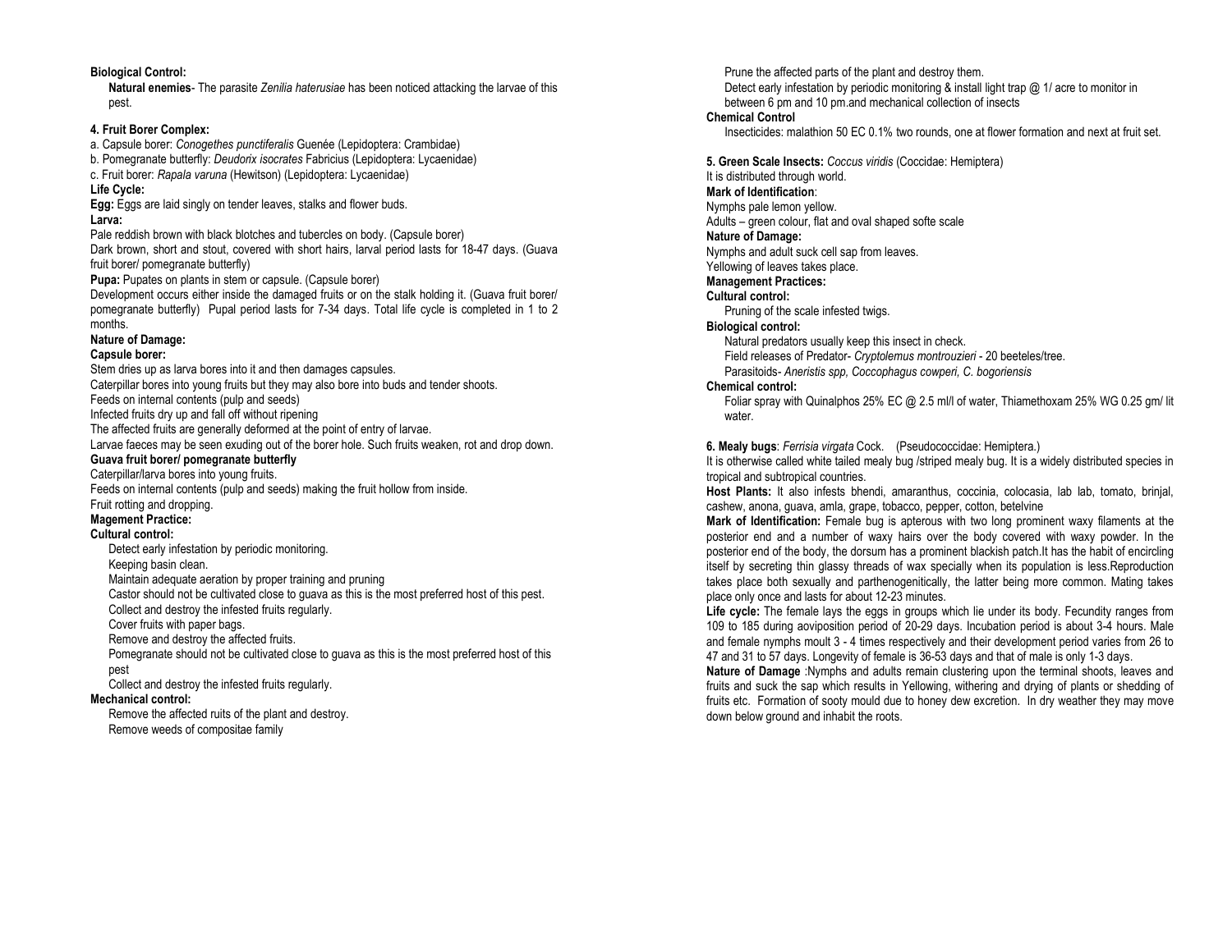**Biological Control:**

**Natural enemies**- The parasite *Zenilia haterusiae* has been noticed attacking the larvae of this pest.

**4. Fruit Borer Complex:**

a. Capsule borer: *Conogethes punctiferalis* Guenée (Lepidoptera: Crambidae)

b. Pomegranate butterfly: *Deudorix isocrates* Fabricius (Lepidoptera: Lycaenidae)

c. Fruit borer: *Rapala varuna* (Hewitson) (Lepidoptera: Lycaenidae)

**Life Cycle:**

**Egg:** Eggs are laid singly on tender leaves, stalks and flower buds.

**Larva:**

Pale reddish brown with black blotches and tubercles on body. (Capsule borer)

Dark brown, short and stout, covered with short hairs, larval period lasts for 18-47 days. (Guava fruit borer/ pomegranate butterfly)

**Pupa:** Pupates on plants in stem or capsule. (Capsule borer)

Development occurs either inside the damaged fruits or on the stalk holding it. (Guava fruit borer/ pomegranate butterfly) Pupal period lasts for 7-34 days. Total life cycle is completed in 1 to 2 months.

**Nature of Damage:**

**Capsule borer:**

Stem dries up as larva bores into it and then damages capsules.

Caterpillar bores into young fruits but they may also bore into buds and tender shoots.

Feeds on internal contents (pulp and seeds)

Infected fruits dry up and fall off without ripening

The affected fruits are generally deformed at the point of entry of larvae.

Larvae faeces may be seen exuding out of the borer hole. Such fruits weaken, rot and drop down.

**Guava fruit borer/ pomegranate butterfly**

Caterpillar/larva bores into young fruits.

Feeds on internal contents (pulp and seeds) making the fruit hollow from inside.

Fruit rotting and dropping.

**Magement Practice:**

**Cultural control:**

Detect early infestation by periodic monitoring.

Keeping basin clean.

Maintain adequate aeration by proper training and pruning

Castor should not be cultivated close to guava as this is the most preferred host of this pest.

Collect and destroy the infested fruits regularly.

Cover fruits with paper bags.

Remove and destroy the affected fruits.

Pomegranate should not be cultivated close to guava as this is the most preferred host of this pest

Collect and destroy the infested fruits regularly.

**Mechanical control:**

Remove the affected ruits of the plant and destroy.

Remove weeds of compositae family

Prune the affected parts of the plant and destroy them.

Detect early infestation by periodic monitoring & install light trap @ 1/ acre to monitor in between 6 pm and 10 pm.and mechanical collection of insects

**Chemical Control**

Insecticides: malathion 50 EC 0.1% two rounds, one at flower formation and next at fruit set.

**5. Green Scale Insects:** *Coccus viridis* (Coccidae: Hemiptera)

It is distributed through world.

**Mark of Identification**:

Nymphs pale lemon yellow.

Adults – green colour, flat and oval shaped softe scale

**Nature of Damage:**

Nymphs and adult suck cell sap from leaves.

Yellowing of leaves takes place.

**Management Practices:**

**Cultural control:**

Pruning of the scale infested twigs.

**Biological control:**

Natural predators usually keep this insect in check.

Field releases of Predator- *Cryptolemus montrouzieri* - 20 beeteles/tree.

Parasitoids- *Aneristis spp, Coccophagus cowperi, C. bogoriensis*

**Chemical control:**

Foliar spray with Quinalphos 25% EC @ 2.5 ml/l of water, Thiamethoxam 25% WG 0.25 gm/ lit water.

**6. Mealy bugs**: *Ferrisia virgata* Cock. (Pseudococcidae: Hemiptera.)

It is otherwise called white tailed mealy bug /striped mealy bug. It is a widely distributed species in tropical and subtropical countries.

**Host Plants:** It also infests bhendi, amaranthus, coccinia, colocasia, lab lab, tomato, brinjal, cashew, anona, guava, amla, grape, tobacco, pepper, cotton, betelvine

**Mark of Identification:** Female bug is apterous with two long prominent waxy filaments at the posterior end and a number of waxy hairs over the body covered with waxy powder. In the posterior end of the body, the dorsum has a prominent blackish patch.It has the habit of encircling itself by secreting thin glassy threads of wax specially when its population is less.Reproduction takes place both sexually and parthenogenitically, the latter being more common. Mating takes place only once and lasts for about 12-23 minutes.

**Life cycle:** The female lays the eggs in groups which lie under its body. Fecundity ranges from 109 to 185 during aoviposition period of 20-29 days. Incubation period is about 3-4 hours. Male and female nymphs moult 3 - 4 times respectively and their development period varies from 26 to 47 and 31 to 57 days. Longevity of female is 36-53 days and that of male is only 1-3 days.

**Nature of Damage** :Nymphs and adults remain clustering upon the terminal shoots, leaves and fruits and suck the sap which results in Yellowing, withering and drying of plants or shedding of fruits etc. Formation of sooty mould due to honey dew excretion. In dry weather they may move down below ground and inhabit the roots.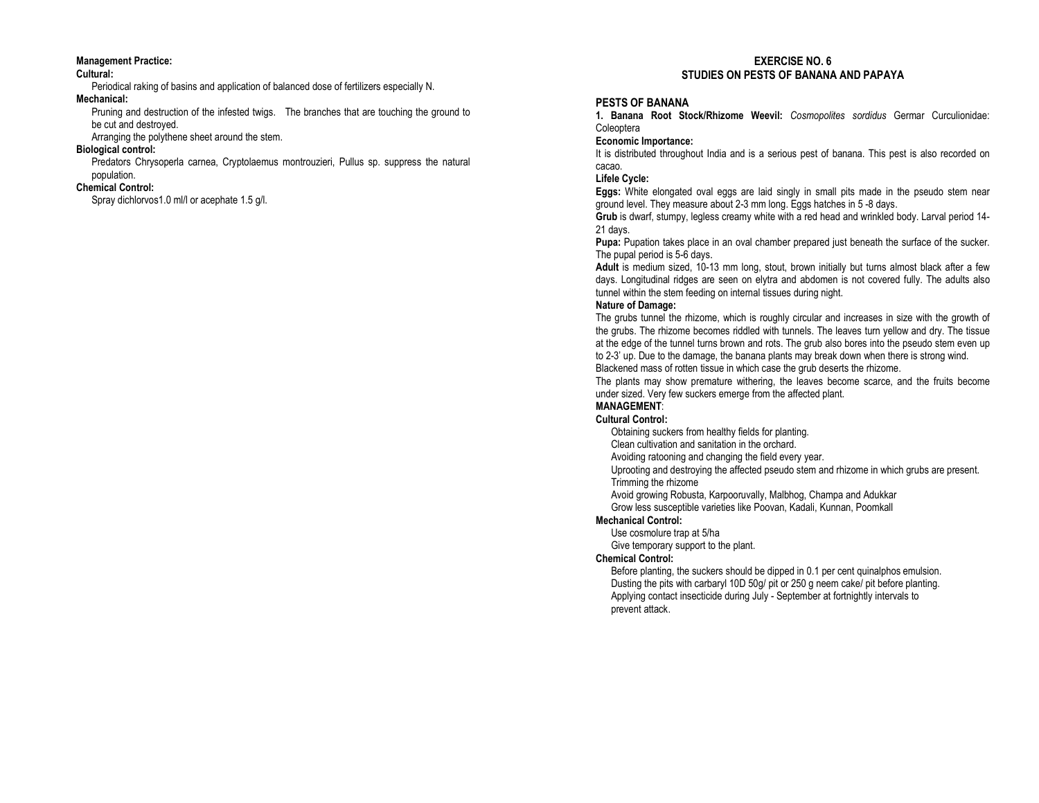**Management Practice:**

**Cultural:**

Periodical raking of basins and application of balanced dose of fertilizers especially N.

**Mechanical:**

Pruning and destruction of the infested twigs. The branches that are touching the ground to be cut and destroyed.

Arranging the polythene sheet around the stem.

**Biological control:**

Predators Chrysoperla carnea, Cryptolaemus montrouzieri, Pullus sp. suppress the natural population.

**Chemical Control:**

Spray dichlorvos1.0 ml/l or acephate 1.5 g/l.

# EXERCISE NO. 6
# STUDIES ON PESTS OF BANANA AND PAPAYA

## PESTS OF BANANA

**1. Banana Root Stock/Rhizome Weevil:** *Cosmopolites sordidus* Germar Curculionidae: Coleoptera

**Economic Importance:**

It is distributed throughout India and is a serious pest of banana. This pest is also recorded on cacao.

**Lifele Cycle:**

**Eggs:** White elongated oval eggs are laid singly in small pits made in the pseudo stem near ground level. They measure about 2-3 mm long. Eggs hatches in 5 -8 days.

**Grub** is dwarf, stumpy, legless creamy white with a red head and wrinkled body. Larval period 14-21 days.

**Pupa:** Pupation takes place in an oval chamber prepared just beneath the surface of the sucker. The pupal period is 5-6 days.

**Adult** is medium sized, 10-13 mm long, stout, brown initially but turns almost black after a few days. Longitudinal ridges are seen on elytra and abdomen is not covered fully. The adults also tunnel within the stem feeding on internal tissues during night.

**Nature of Damage:**

The grubs tunnel the rhizome, which is roughly circular and increases in size with the growth of the grubs. The rhizome becomes riddled with tunnels. The leaves turn yellow and dry. The tissue at the edge of the tunnel turns brown and rots. The grub also bores into the pseudo stem even up to 2-3' up. Due to the damage, the banana plants may break down when there is strong wind.

Blackened mass of rotten tissue in which case the grub deserts the rhizome.

The plants may show premature withering, the leaves become scarce, and the fruits become under sized. Very few suckers emerge from the affected plant.

**MANAGEMENT**:

**Cultural Control:**

Obtaining suckers from healthy fields for planting.

Clean cultivation and sanitation in the orchard.

Avoiding ratooning and changing the field every year.

Uprooting and destroying the affected pseudo stem and rhizome in which grubs are present.

Trimming the rhizome

Avoid growing Robusta, Karpooruvally, Malbhog, Champa and Adukkar

Grow less susceptible varieties like Poovan, Kadali, Kunnan, Poomkall

**Mechanical Control:**

Use cosmolure trap at 5/ha

Give temporary support to the plant.

**Chemical Control:**

Before planting, the suckers should be dipped in 0.1 per cent quinalphos emulsion.

Dusting the pits with carbaryl 10D 50g/ pit or 250 g neem cake/ pit before planting.

Applying contact insecticide during July - September at fortnightly intervals to prevent attack.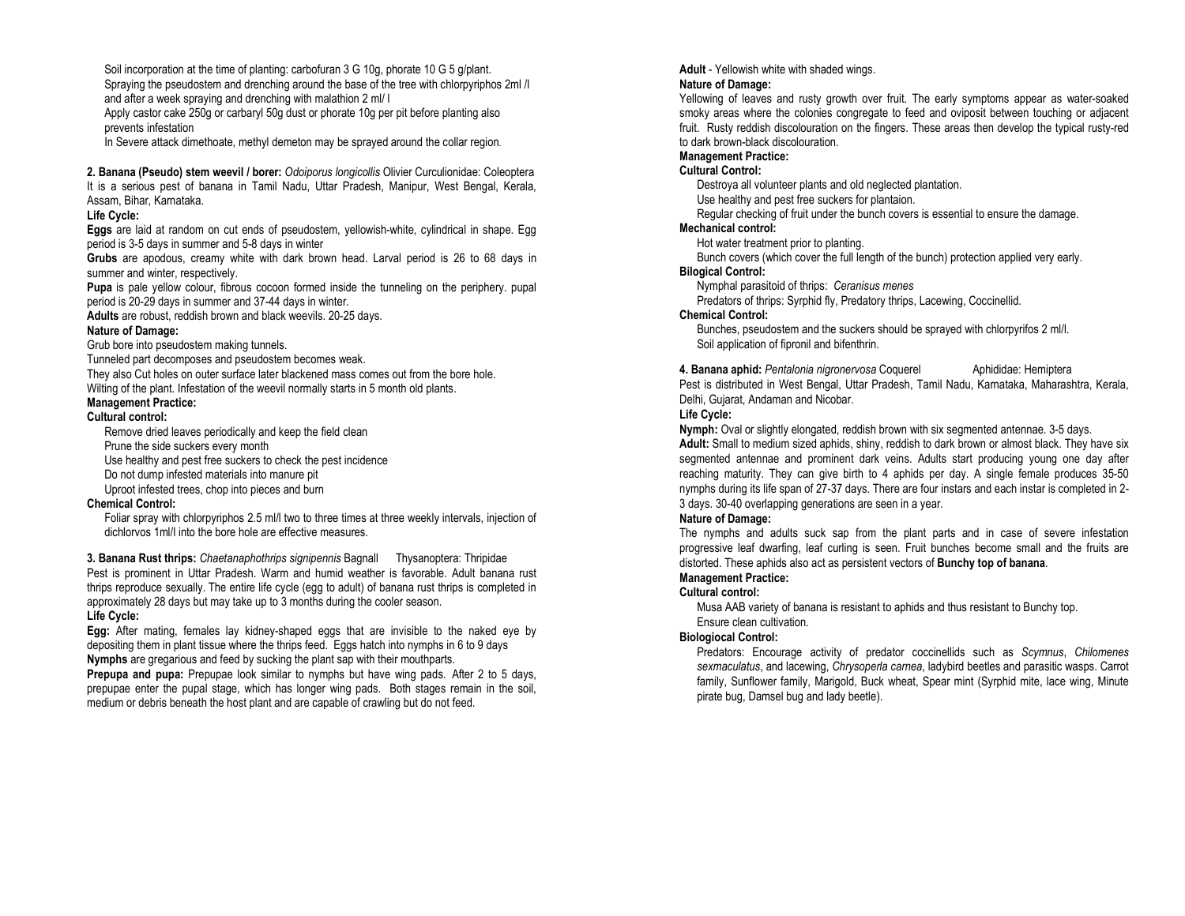- Soil incorporation at the time of planting: carbofuran 3 G 10g, phorate 10 G 5 g/plant.
- Spraying the pseudostem and drenching around the base of the tree with chlorpyriphos 2ml /l and after a week spraying and drenching with malathion 2 ml/ l
- Apply castor cake 250g or carbaryl 50g dust or phorate 10g per pit before planting also prevents infestation
- In Severe attack dimethoate, methyl demeton may be sprayed around the collar region.

**2. Banana (Pseudo) stem weevil / borer:** *Odoiporus longicollis* Olivier Curculionidae: Coleoptera

It is a serious pest of banana in Tamil Nadu, Uttar Pradesh, Manipur, West Bengal, Kerala, Assam, Bihar, Karnataka.

**Life Cycle:**

**Eggs** are laid at random on cut ends of pseudostem, yellowish-white, cylindrical in shape. Egg period is 3-5 days in summer and 5-8 days in winter

**Grubs** are apodous, creamy white with dark brown head. Larval period is 26 to 68 days in summer and winter, respectively.

**Pupa** is pale yellow colour, fibrous cocoon formed inside the tunneling on the periphery. pupal period is 20-29 days in summer and 37-44 days in winter.

**Adults** are robust, reddish brown and black weevils. 20-25 days.

**Nature of Damage:**

Grub bore into pseudostem making tunnels.

Tunneled part decomposes and pseudostem becomes weak.

They also Cut holes on outer surface later blackened mass comes out from the bore hole.

Wilting of the plant. Infestation of the weevil normally starts in 5 month old plants.

**Management Practice:**

**Cultural control:**

- Remove dried leaves periodically and keep the field clean
- Prune the side suckers every month
- Use healthy and pest free suckers to check the pest incidence
- Do not dump infested materials into manure pit
- Uproot infested trees, chop into pieces and burn

**Chemical Control:**

- Foliar spray with chlorpyriphos 2.5 ml/l two to three times at three weekly intervals, injection of dichlorvos 1ml/l into the bore hole are effective measures.

**3. Banana Rust thrips:** *Chaetanaphothrips signipennis* Bagnall Thysanoptera: Thripidae

Pest is prominent in Uttar Pradesh. Warm and humid weather is favorable. Adult banana rust thrips reproduce sexually. The entire life cycle (egg to adult) of banana rust thrips is completed in approximately 28 days but may take up to 3 months during the cooler season.

**Life Cycle:**

**Egg:** After mating, females lay kidney-shaped eggs that are invisible to the naked eye by depositing them in plant tissue where the thrips feed. Eggs hatch into nymphs in 6 to 9 days

**Nymphs** are gregarious and feed by sucking the plant sap with their mouthparts.

**Prepupa and pupa:** Prepupae look similar to nymphs but have wing pads. After 2 to 5 days, prepupae enter the pupal stage, which has longer wing pads. Both stages remain in the soil, medium or debris beneath the host plant and are capable of crawling but do not feed.

**Adult** - Yellowish white with shaded wings.

**Nature of Damage:**

Yellowing of leaves and rusty growth over fruit. The early symptoms appear as water-soaked smoky areas where the colonies congregate to feed and oviposit between touching or adjacent fruit. Rusty reddish discolouration on the fingers. These areas then develop the typical rusty-red to dark brown-black discolouration.

**Management Practice:**

**Cultural Control:**

- Destroya all volunteer plants and old neglected plantation.
- Use healthy and pest free suckers for plantaion.
- Regular checking of fruit under the bunch covers is essential to ensure the damage.

**Mechanical control:**

- Hot water treatment prior to planting.
- Bunch covers (which cover the full length of the bunch) protection applied very early.

**Bilogical Control:**

- Nymphal parasitoid of thrips: *Ceranisus menes*
- Predators of thrips: Syrphid fly, Predatory thrips, Lacewing, Coccinellid.

**Chemical Control:**

- Bunches, pseudostem and the suckers should be sprayed with chlorpyrifos 2 ml/l.
- Soil application of fipronil and bifenthrin.

**4. Banana aphid:** *Pentalonia nigronervosa* Coquerel Aphididae: Hemiptera

Pest is distributed in West Bengal, Uttar Pradesh, Tamil Nadu, Karnataka, Maharashtra, Kerala, Delhi, Gujarat, Andaman and Nicobar.

**Life Cycle:**

**Nymph:** Oval or slightly elongated, reddish brown with six segmented antennae. 3-5 days.

**Adult:** Small to medium sized aphids, shiny, reddish to dark brown or almost black. They have six segmented antennae and prominent dark veins. Adults start producing young one day after reaching maturity. They can give birth to 4 aphids per day. A single female produces 35-50 nymphs during its life span of 27-37 days. There are four instars and each instar is completed in 2-3 days. 30-40 overlapping generations are seen in a year.

**Nature of Damage:**

The nymphs and adults suck sap from the plant parts and in case of severe infestation progressive leaf dwarfing, leaf curling is seen. Fruit bunches become small and the fruits are distorted. These aphids also act as persistent vectors of **Bunchy top of banana**.

**Management Practice:**

**Cultural control:**

- Musa AAB variety of banana is resistant to aphids and thus resistant to Bunchy top.
- Ensure clean cultivation.

**Biologiocal Control:**

- Predators: Encourage activity of predator coccinellids such as *Scymnus*, *Chilomenes sexmaculatus*, and lacewing, *Chrysoperla carnea*, ladybird beetles and parasitic wasps. Carrot family, Sunflower family, Marigold, Buck wheat, Spear mint (Syrphid mite, lace wing, Minute pirate bug, Damsel bug and lady beetle).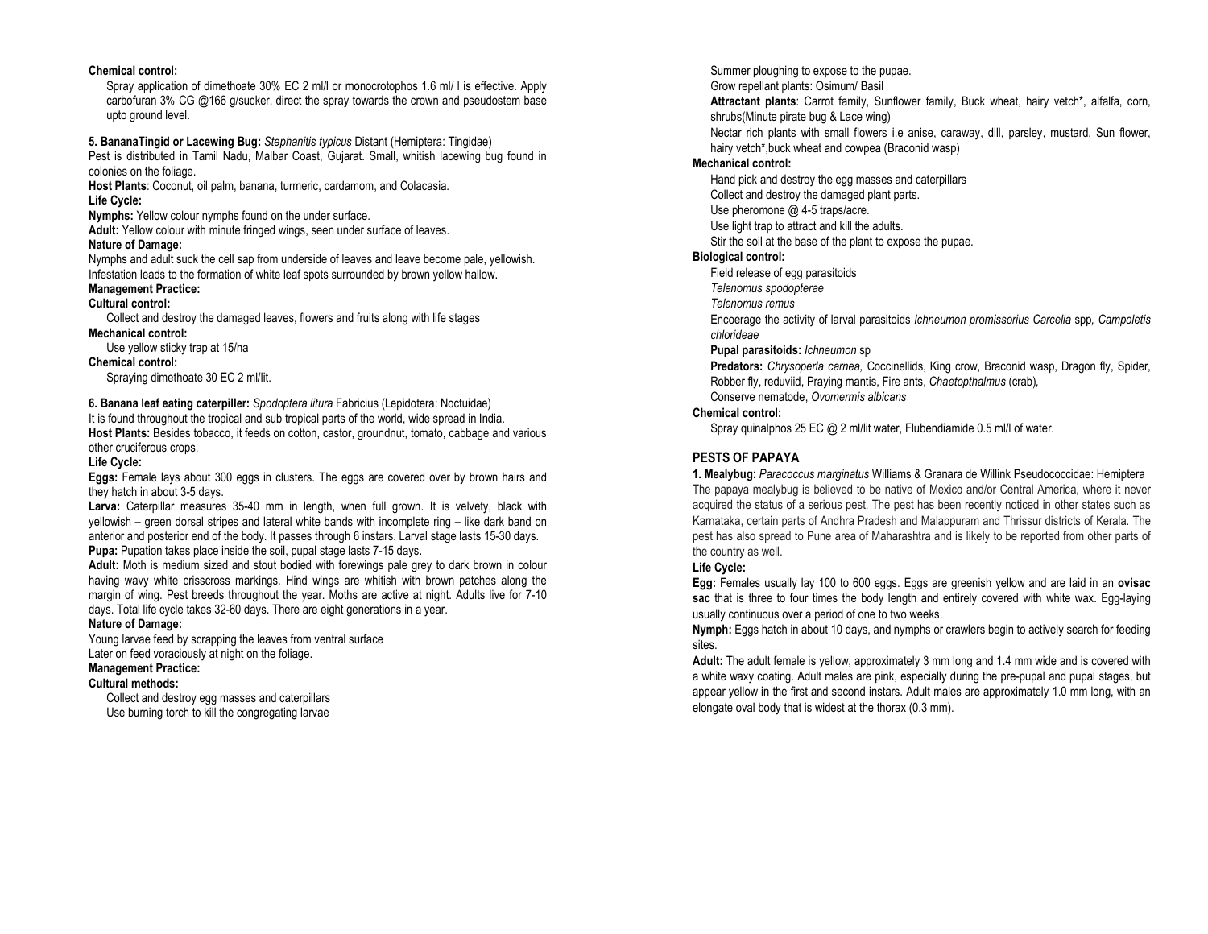**Chemical control:**

Spray application of dimethoate 30% EC 2 ml/l or monocrotophos 1.6 ml/ l is effective. Apply carbofuran 3% CG @166 g/sucker, direct the spray towards the crown and pseudostem base upto ground level.

**5. BananaTingid or Lacewing Bug:** *Stephanitis typicus* Distant (Hemiptera: Tingidae)

Pest is distributed in Tamil Nadu, Malbar Coast, Gujarat. Small, whitish lacewing bug found in colonies on the foliage.

**Host Plants**: Coconut, oil palm, banana, turmeric, cardamom, and Colacasia.

**Life Cycle:**

**Nymphs:** Yellow colour nymphs found on the under surface.

**Adult:** Yellow colour with minute fringed wings, seen under surface of leaves.

**Nature of Damage:**

Nymphs and adult suck the cell sap from underside of leaves and leave become pale, yellowish. Infestation leads to the formation of white leaf spots surrounded by brown yellow hallow.

**Management Practice:**

**Cultural control:**

Collect and destroy the damaged leaves, flowers and fruits along with life stages

**Mechanical control:**

Use yellow sticky trap at 15/ha

**Chemical control:**

Spraying dimethoate 30 EC 2 ml/lit.

**6. Banana leaf eating caterpiller:** *Spodoptera litura* Fabricius (Lepidotera: Noctuidae)

It is found throughout the tropical and sub tropical parts of the world, wide spread in India.

**Host Plants:** Besides tobacco, it feeds on cotton, castor, groundnut, tomato, cabbage and various other cruciferous crops.

**Life Cycle:**

**Eggs:** Female lays about 300 eggs in clusters. The eggs are covered over by brown hairs and they hatch in about 3-5 days.

**Larva:** Caterpillar measures 35-40 mm in length, when full grown. It is velvety, black with yellowish – green dorsal stripes and lateral white bands with incomplete ring – like dark band on anterior and posterior end of the body. It passes through 6 instars. Larval stage lasts 15-30 days.

**Pupa:** Pupation takes place inside the soil, pupal stage lasts 7-15 days.

**Adult:** Moth is medium sized and stout bodied with forewings pale grey to dark brown in colour having wavy white crisscross markings. Hind wings are whitish with brown patches along the margin of wing. Pest breeds throughout the year. Moths are active at night. Adults live for 7-10 days. Total life cycle takes 32-60 days. There are eight generations in a year.

**Nature of Damage:**

Young larvae feed by scrapping the leaves from ventral surface

Later on feed voraciously at night on the foliage.

**Management Practice:**

**Cultural methods:**

Collect and destroy egg masses and caterpillars

Use burning torch to kill the congregating larvae

Summer ploughing to expose to the pupae.

Grow repellant plants: Osimum/ Basil

**Attractant plants**: Carrot family, Sunflower family, Buck wheat, hairy vetch*, alfalfa, corn, shrubs(Minute pirate bug & Lace wing)

Nectar rich plants with small flowers i.e anise, caraway, dill, parsley, mustard, Sun flower, hairy vetch*,buck wheat and cowpea (Braconid wasp)

**Mechanical control:**

Hand pick and destroy the egg masses and caterpillars

Collect and destroy the damaged plant parts.

Use pheromone @ 4-5 traps/acre.

Use light trap to attract and kill the adults.

Stir the soil at the base of the plant to expose the pupae.

**Biological control:**

Field release of egg parasitoids

*Telenomus spodopterae*

*Telenomus remus*

Encoerage the activity of larval parasitoids *Ichneumon promissorius Carcelia* spp*, Campoletis chlorideae*

**Pupal parasitoids:** *Ichneumon* sp

**Predators:** *Chrysoperla carnea,* Coccinellids, King crow, Braconid wasp, Dragon fly, Spider, Robber fly, reduviid, Praying mantis, Fire ants, *Chaetopthalmus* (crab)*,*

Conserve nematode, *Ovomermis albicans*

**Chemical control:**

Spray quinalphos 25 EC @ 2 ml/lit water, Flubendiamide 0.5 ml/l of water.

## PESTS OF PAPAYA

**1. Mealybug:** *Paracoccus marginatus* Williams & Granara de Willink Pseudococcidae: Hemiptera

The papaya mealybug is believed to be native of Mexico and/or Central America, where it never acquired the status of a serious pest. The pest has been recently noticed in other states such as Karnataka, certain parts of Andhra Pradesh and Malappuram and Thrissur districts of Kerala. The pest has also spread to Pune area of Maharashtra and is likely to be reported from other parts of the country as well.

**Life Cycle:**

**Egg:** Females usually lay 100 to 600 eggs. Eggs are greenish yellow and are laid in an **ovisac** **sac** that is three to four times the body length and entirely covered with white wax. Egg-laying usually continuous over a period of one to two weeks.

**Nymph:** Eggs hatch in about 10 days, and nymphs or crawlers begin to actively search for feeding sites.

**Adult:** The adult female is yellow, approximately 3 mm long and 1.4 mm wide and is covered with a white waxy coating. Adult males are pink, especially during the pre-pupal and pupal stages, but appear yellow in the first and second instars. Adult males are approximately 1.0 mm long, with an elongate oval body that is widest at the thorax (0.3 mm).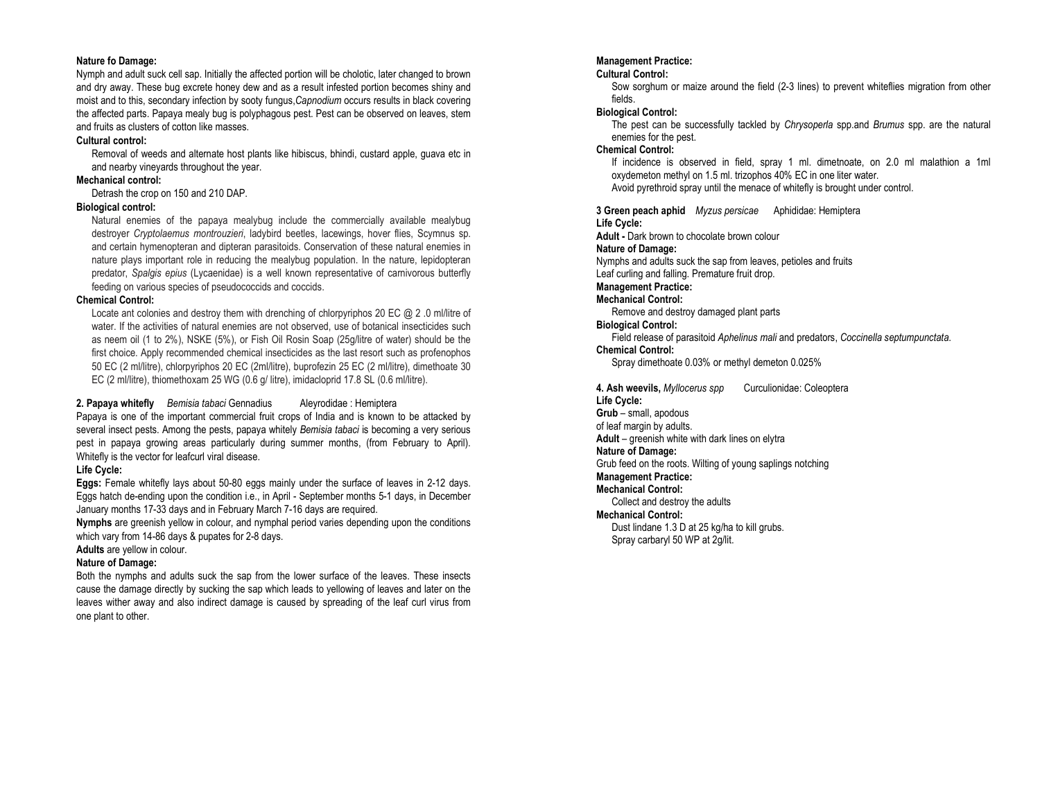**Nature fo Damage:**

Nymph and adult suck cell sap. Initially the affected portion will be cholotic, later changed to brown and dry away. These bug excrete honey dew and as a result infested portion becomes shiny and moist and to this, secondary infection by sooty fungus,*Capnodium* occurs results in black covering the affected parts. Papaya mealy bug is polyphagous pest. Pest can be observed on leaves, stem and fruits as clusters of cotton like masses.

**Cultural control:**

Removal of weeds and alternate host plants like hibiscus, bhindi, custard apple, guava etc in and nearby vineyards throughout the year.

**Mechanical control:**

Detrash the crop on 150 and 210 DAP.

**Biological control:**

Natural enemies of the papaya mealybug include the commercially available mealybug destroyer *Cryptolaemus montrouzieri*, ladybird beetles, lacewings, hover flies, Scymnus sp. and certain hymenopteran and dipteran parasitoids. Conservation of these natural enemies in nature plays important role in reducing the mealybug population. In the nature, lepidopteran predator, *Spalgis epius* (Lycaenidae) is a well known representative of carnivorous butterfly feeding on various species of pseudococcids and coccids.

**Chemical Control:**

Locate ant colonies and destroy them with drenching of chlorpyriphos 20 EC @ 2 .0 ml/litre of water. If the activities of natural enemies are not observed, use of botanical insecticides such as neem oil (1 to 2%), NSKE (5%), or Fish Oil Rosin Soap (25g/litre of water) should be the first choice. Apply recommended chemical insecticides as the last resort such as profenophos 50 EC (2 ml/litre), chlorpyriphos 20 EC (2ml/litre), buprofezin 25 EC (2 ml/litre), dimethoate 30 EC (2 ml/litre), thiomethoxam 25 WG (0.6 g/ litre), imidacloprid 17.8 SL (0.6 ml/litre).

**2. Papaya whitefly** *Bemisia tabaci* Gennadius Aleyrodidae : Hemiptera

Papaya is one of the important commercial fruit crops of India and is known to be attacked by several insect pests. Among the pests, papaya whitely *Bemisia tabaci* is becoming a very serious pest in papaya growing areas particularly during summer months, (from February to April). Whitefly is the vector for leafcurl viral disease.

**Life Cycle:**

**Eggs:** Female whitefly lays about 50-80 eggs mainly under the surface of leaves in 2-12 days. Eggs hatch de-ending upon the condition i.e., in April - September months 5-1 days, in December January months 17-33 days and in February March 7-16 days are required.

**Nymphs** are greenish yellow in colour, and nymphal period varies depending upon the conditions which vary from 14-86 days & pupates for 2-8 days.

**Adults** are yellow in colour.

**Nature of Damage:**

Both the nymphs and adults suck the sap from the lower surface of the leaves. These insects cause the damage directly by sucking the sap which leads to yellowing of leaves and later on the leaves wither away and also indirect damage is caused by spreading of the leaf curl virus from one plant to other.

**Management Practice:**

**Cultural Control:**

Sow sorghum or maize around the field (2-3 lines) to prevent whiteflies migration from other fields.

**Biological Control:**

The pest can be successfully tackled by *Chrysoperla* spp.and *Brumus* spp. are the natural enemies for the pest.

**Chemical Control:**

If incidence is observed in field, spray 1 ml. dimetnoate, on 2.0 ml malathion a 1ml oxydemeton methyl on 1.5 ml. trizophos 40% EC in one liter water.

Avoid pyrethroid spray until the menace of whitefly is brought under control.

**3 Green peach aphid** *Myzus persicae* Aphididae: Hemiptera

**Life Cycle:**

**Adult -** Dark brown to chocolate brown colour

**Nature of Damage:**

Nymphs and adults suck the sap from leaves, petioles and fruits

Leaf curling and falling. Premature fruit drop.

**Management Practice:**

**Mechanical Control:**

Remove and destroy damaged plant parts

**Biological Control:**

Field release of parasitoid *Aphelinus mali* and predators, *Coccinella septumpunctata.*

**Chemical Control:**

Spray dimethoate 0.03% or methyl demeton 0.025%

**4. Ash weevils,** *Myllocerus spp* Curculionidae: Coleoptera

**Life Cycle:**

**Grub** – small, apodous

of leaf margin by adults.

**Adult** – greenish white with dark lines on elytra

**Nature of Damage:**

Grub feed on the roots. Wilting of young saplings notching

**Management Practice:**

**Mechanical Control:**

Collect and destroy the adults

**Mechanical Control:**

Dust lindane 1.3 D at 25 kg/ha to kill grubs.

Spray carbaryl 50 WP at 2g/lit.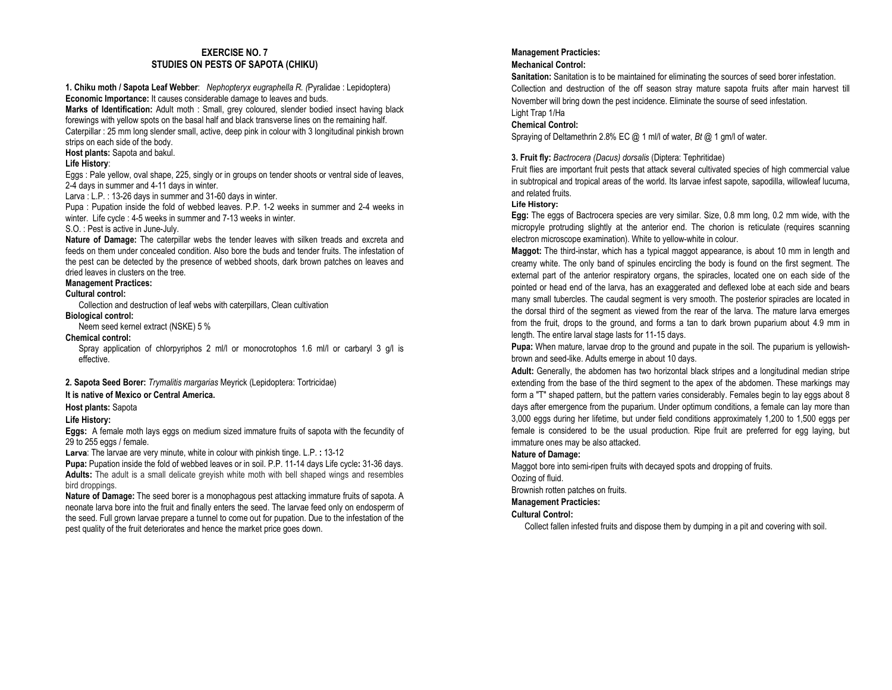# EXERCISE NO. 7
# STUDIES ON PESTS OF SAPOTA (CHIKU)

**1. Chiku moth / Sapota Leaf Webber**: *Nephopteryx eugraphella R. (*Pyralidae : Lepidoptera)

**Economic Importance:** It causes considerable damage to leaves and buds.

**Marks of Identification:** Adult moth : Small, grey coloured, slender bodied insect having black forewings with yellow spots on the basal half and black transverse lines on the remaining half.

Caterpillar : 25 mm long slender small, active, deep pink in colour with 3 longitudinal pinkish brown strips on each side of the body.

**Host plants:** Sapota and bakul.

**Life History**:

Eggs : Pale yellow, oval shape, 225, singly or in groups on tender shoots or ventral side of leaves, 2-4 days in summer and 4-11 days in winter.

Larva : L.P. : 13-26 days in summer and 31-60 days in winter.

Pupa : Pupation inside the fold of webbed leaves. P.P. 1-2 weeks in summer and 2-4 weeks in winter. Life cycle : 4-5 weeks in summer and 7-13 weeks in winter.

S.O. : Pest is active in June-July.

**Nature of Damage:** The caterpillar webs the tender leaves with silken treads and excreta and feeds on them under concealed condition. Also bore the buds and tender fruits. The infestation of the pest can be detected by the presence of webbed shoots, dark brown patches on leaves and dried leaves in clusters on the tree.

**Management Practices:**

**Cultural control:**

Collection and destruction of leaf webs with caterpillars, Clean cultivation

**Biological control:**

Neem seed kernel extract (NSKE) 5 %

**Chemical control:**

Spray application of chlorpyriphos 2 ml/l or monocrotophos 1.6 ml/l or carbaryl 3 g/l is effective.

**2. Sapota Seed Borer:** *Trymalitis margarias* Meyrick (Lepidoptera: Tortricidae)

**It is native of Mexico or Central America.**

**Host plants:** Sapota

**Life History:**

**Eggs:** A female moth lays eggs on medium sized immature fruits of sapota with the fecundity of 29 to 255 eggs / female.

**Larva**: The larvae are very minute, white in colour with pinkish tinge. L.P. **:** 13-12

**Pupa:** Pupation inside the fold of webbed leaves or in soil. P.P. 11-14 days Life cycle**:** 31-36 days.

**Adults:** The adult is a small delicate greyish white moth with bell shaped wings and resembles bird droppings.

**Nature of Damage:** The seed borer is a monophagous pest attacking immature fruits of sapota. A neonate larva bore into the fruit and finally enters the seed. The larvae feed only on endosperm of the seed. Full grown larvae prepare a tunnel to come out for pupation. Due to the infestation of the pest quality of the fruit deteriorates and hence the market price goes down.

**Management Practicies:**

**Mechanical Control:**

**Sanitation:** Sanitation is to be maintained for eliminating the sources of seed borer infestation.

Collection and destruction of the off season stray mature sapota fruits after main harvest till November will bring down the pest incidence. Eliminate the sourse of seed infestation.

Light Trap 1/Ha

**Chemical Control:**

Spraying of Deltamethrin 2.8% EC @ 1 ml/l of water, *Bt* @ 1 gm/l of water.

**3. Fruit fly:** *Bactrocera (Dacus) dorsalis* (Diptera: Tephritidae)

Fruit flies are important fruit pests that attack several cultivated species of high commercial value in subtropical and tropical areas of the world. Its larvae infest sapote, sapodilla, willowleaf lucuma, and related fruits.

**Life History:**

**Egg:** The eggs of Bactrocera species are very similar. Size, 0.8 mm long, 0.2 mm wide, with the micropyle protruding slightly at the anterior end. The chorion is reticulate (requires scanning electron microscope examination). White to yellow-white in colour.

**Maggot:** The third-instar, which has a typical maggot appearance, is about 10 mm in length and creamy white. The only band of spinules encircling the body is found on the first segment. The external part of the anterior respiratory organs, the spiracles, located one on each side of the pointed or head end of the larva, has an exaggerated and deflexed lobe at each side and bears many small tubercles. The caudal segment is very smooth. The posterior spiracles are located in the dorsal third of the segment as viewed from the rear of the larva. The mature larva emerges from the fruit, drops to the ground, and forms a tan to dark brown puparium about 4.9 mm in length. The entire larval stage lasts for 11-15 days.

**Pupa:** When mature, larvae drop to the ground and pupate in the soil. The puparium is yellowish-brown and seed-like. Adults emerge in about 10 days.

**Adult:** Generally, the abdomen has two horizontal black stripes and a longitudinal median stripe extending from the base of the third segment to the apex of the abdomen. These markings may form a "T" shaped pattern, but the pattern varies considerably. Females begin to lay eggs about 8 days after emergence from the puparium. Under optimum conditions, a female can lay more than 3,000 eggs during her lifetime, but under field conditions approximately 1,200 to 1,500 eggs per female is considered to be the usual production. Ripe fruit are preferred for egg laying, but immature ones may be also attacked.

**Nature of Damage:**

Maggot bore into semi-ripen fruits with decayed spots and dropping of fruits.

Oozing of fluid.

Brownish rotten patches on fruits.

**Management Practicies:**

**Cultural Control:**

Collect fallen infested fruits and dispose them by dumping in a pit and covering with soil.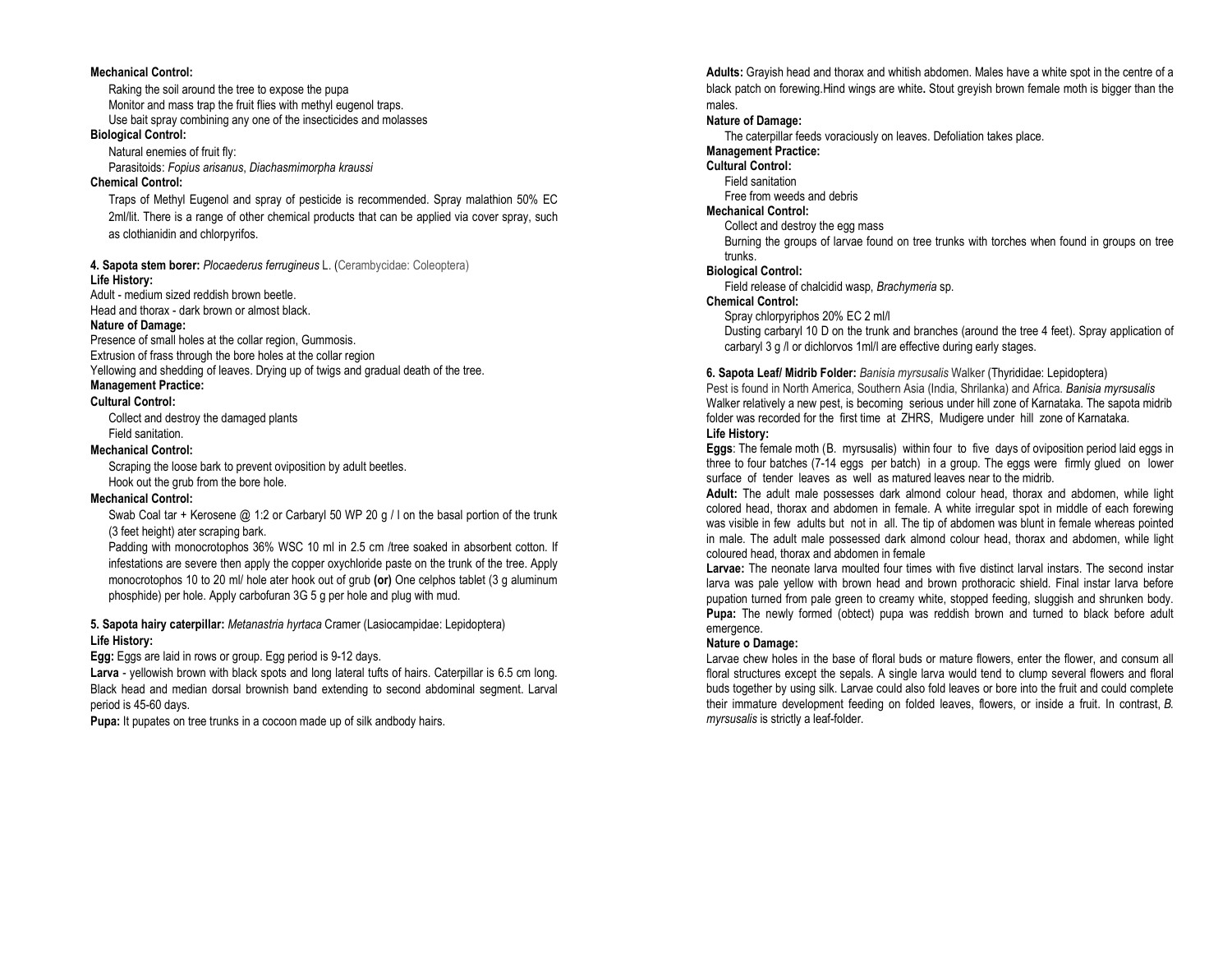**Mechanical Control:**

Raking the soil around the tree to expose the pupa

Monitor and mass trap the fruit flies with methyl eugenol traps.

Use bait spray combining any one of the insecticides and molasses

**Biological Control:**

Natural enemies of fruit fly:

Parasitoids: *Fopius arisanus*, *Diachasmimorpha kraussi*

**Chemical Control:**

Traps of Methyl Eugenol and spray of pesticide is recommended. Spray malathion 50% EC 2ml/lit. There is a range of other chemical products that can be applied via cover spray, such as clothianidin and chlorpyrifos.

**4. Sapota stem borer:** *Plocaederus ferrugineus* L. (Cerambycidae: Coleoptera)

**Life History:**

Adult - medium sized reddish brown beetle.

Head and thorax - dark brown or almost black.

**Nature of Damage:**

Presence of small holes at the collar region, Gummosis.

Extrusion of frass through the bore holes at the collar region

Yellowing and shedding of leaves. Drying up of twigs and gradual death of the tree.

**Management Practice:**

**Cultural Control:**

Collect and destroy the damaged plants

Field sanitation.

**Mechanical Control:**

Scraping the loose bark to prevent oviposition by adult beetles.

Hook out the grub from the bore hole.

**Mechanical Control:**

Swab Coal tar + Kerosene @ 1:2 or Carbaryl 50 WP 20 g / l on the basal portion of the trunk (3 feet height) ater scraping bark.

Padding with monocrotophos 36% WSC 10 ml in 2.5 cm /tree soaked in absorbent cotton. If infestations are severe then apply the copper oxychloride paste on the trunk of the tree. Apply monocrotophos 10 to 20 ml/ hole ater hook out of grub **(or)** One celphos tablet (3 g aluminum phosphide) per hole. Apply carbofuran 3G 5 g per hole and plug with mud.

**5. Sapota hairy caterpillar:** *Metanastria hyrtaca* Cramer (Lasiocampidae: Lepidoptera)

**Life History:**

**Egg:** Eggs are laid in rows or group. Egg period is 9-12 days.

**Larva** - yellowish brown with black spots and long lateral tufts of hairs. Caterpillar is 6.5 cm long. Black head and median dorsal brownish band extending to second abdominal segment. Larval period is 45-60 days.

**Pupa:** It pupates on tree trunks in a cocoon made up of silk andbody hairs.

**Adults:** Grayish head and thorax and whitish abdomen. Males have a white spot in the centre of a black patch on forewing.Hind wings are white**.** Stout greyish brown female moth is bigger than the males.

**Nature of Damage:**

The caterpillar feeds voraciously on leaves. Defoliation takes place.

**Management Practice:**

**Cultural Control:**

Field sanitation

Free from weeds and debris

**Mechanical Control:**

Collect and destroy the egg mass

Burning the groups of larvae found on tree trunks with torches when found in groups on tree trunks.

**Biological Control:**

Field release of chalcidid wasp, *Brachymeria* sp.

**Chemical Control:**

Spray chlorpyriphos 20% EC 2 ml/l

Dusting carbaryl 10 D on the trunk and branches (around the tree 4 feet). Spray application of carbaryl 3 g /l or dichlorvos 1ml/l are effective during early stages.

**6. Sapota Leaf/ Midrib Folder:** *Banisia myrsusalis* Walker (Thyrididae: Lepidoptera)

Pest is found in North America, Southern Asia (India, Shrilanka) and Africa. *Banisia myrsusalis* Walker relatively a new pest, is becoming serious under hill zone of Karnataka. The sapota midrib folder was recorded for the first time at ZHRS, Mudigere under hill zone of Karnataka.

**Life History:**

**Eggs**: The female moth (B. myrsusalis) within four to five days of oviposition period laid eggs in three to four batches (7-14 eggs per batch) in a group. The eggs were firmly glued on lower surface of tender leaves as well as matured leaves near to the midrib.

**Adult:** The adult male possesses dark almond colour head, thorax and abdomen, while light colored head, thorax and abdomen in female. A white irregular spot in middle of each forewing was visible in few adults but not in all. The tip of abdomen was blunt in female whereas pointed in male. The adult male possessed dark almond colour head, thorax and abdomen, while light coloured head, thorax and abdomen in female

**Larvae:** The neonate larva moulted four times with five distinct larval instars. The second instar larva was pale yellow with brown head and brown prothoracic shield. Final instar larva before pupation turned from pale green to creamy white, stopped feeding, sluggish and shrunken body.

**Pupa:** The newly formed (obtect) pupa was reddish brown and turned to black before adult emergence.

**Nature o Damage:**

Larvae chew holes in the base of floral buds or mature flowers, enter the flower, and consum all floral structures except the sepals. A single larva would tend to clump several flowers and floral buds together by using silk. Larvae could also fold leaves or bore into the fruit and could complete their immature development feeding on folded leaves, flowers, or inside a fruit. In contrast, *B. myrsusalis* is strictly a leaf-folder.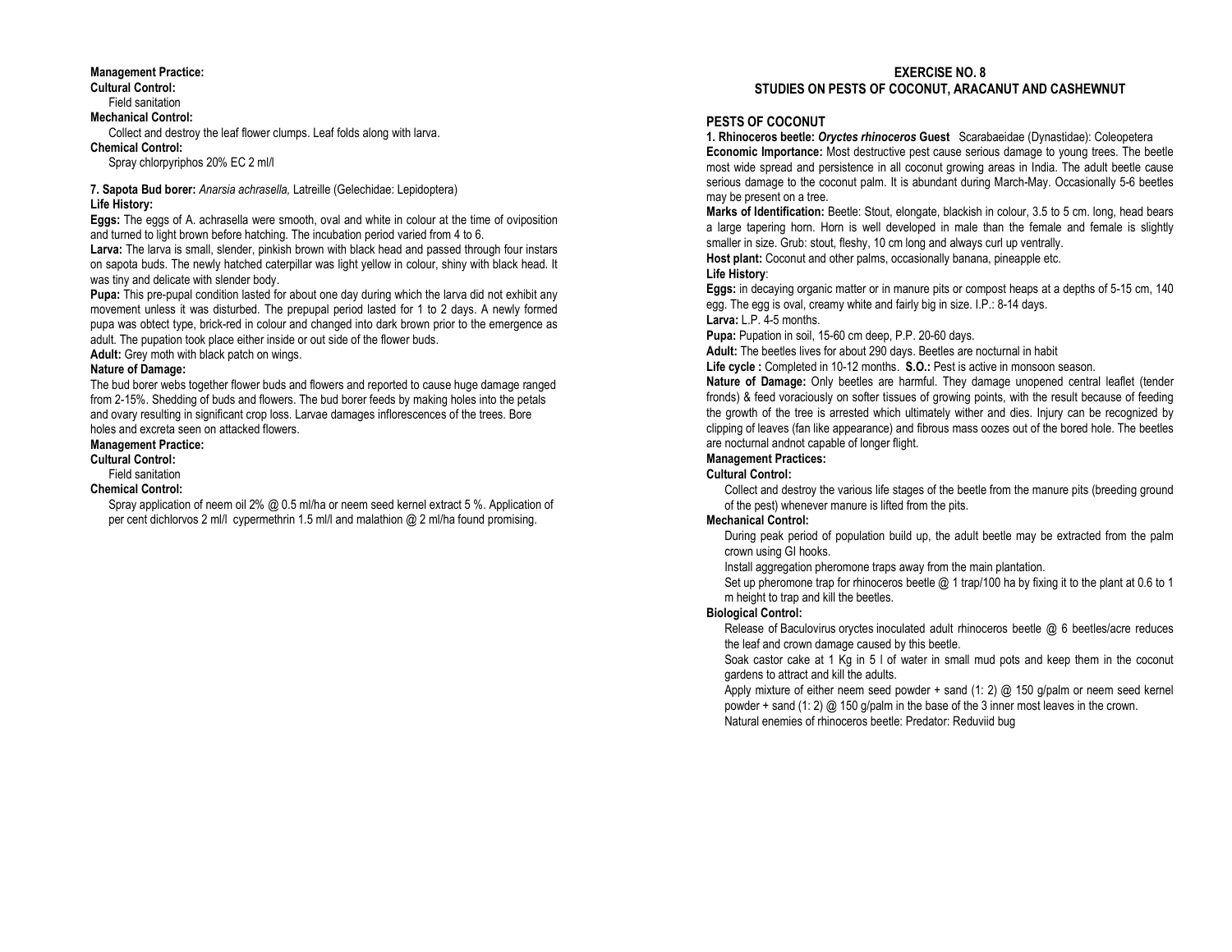**Management Practice:**

**Cultural Control:**

Field sanitation

**Mechanical Control:**

Collect and destroy the leaf flower clumps. Leaf folds along with larva.

**Chemical Control:**

Spray chlorpyriphos 20% EC 2 ml/l

**7. Sapota Bud borer:** *Anarsia achrasella,* Latreille (Gelechidae: Lepidoptera)

**Life History:**

**Eggs:** The eggs of A. achrasella were smooth, oval and white in colour at the time of oviposition and turned to light brown before hatching. The incubation period varied from 4 to 6.

**Larva:** The larva is small, slender, pinkish brown with black head and passed through four instars on sapota buds. The newly hatched caterpillar was light yellow in colour, shiny with black head. It was tiny and delicate with slender body.

**Pupa:** This pre-pupal condition lasted for about one day during which the larva did not exhibit any movement unless it was disturbed. The prepupal period lasted for 1 to 2 days. A newly formed pupa was obtect type, brick-red in colour and changed into dark brown prior to the emergence as adult. The pupation took place either inside or out side of the flower buds.

**Adult:** Grey moth with black patch on wings.

**Nature of Damage:**

The bud borer webs together flower buds and flowers and reported to cause huge damage ranged from 2-15%. Shedding of buds and flowers. The bud borer feeds by making holes into the petals and ovary resulting in significant crop loss. Larvae damages inflorescences of the trees. Bore holes and excreta seen on attacked flowers.

**Management Practice:**

**Cultural Control:**

Field sanitation

**Chemical Control:**

Spray application of neem oil 2% @ 0.5 ml/ha or neem seed kernel extract 5 %. Application of per cent dichlorvos 2 ml/l cypermethrin 1.5 ml/l and malathion @ 2 ml/ha found promising.

## EXERCISE NO. 8
## STUDIES ON PESTS OF COCONUT, ARACANUT AND CASHEWNUT

### PESTS OF COCONUT

**1. Rhinoceros beetle:** ***Oryctes rhinoceros* Guest** Scarabaeidae (Dynastidae): Coleopetera

**Economic Importance:** Most destructive pest cause serious damage to young trees. The beetle most wide spread and persistence in all coconut growing areas in India. The adult beetle cause serious damage to the coconut palm. It is abundant during March-May. Occasionally 5-6 beetles may be present on a tree.

**Marks of Identification:** Beetle: Stout, elongate, blackish in colour, 3.5 to 5 cm. long, head bears a large tapering horn. Horn is well developed in male than the female and female is slightly smaller in size. Grub: stout, fleshy, 10 cm long and always curl up ventrally.

**Host plant:** Coconut and other palms, occasionally banana, pineapple etc.

**Life History**:

**Eggs:** in decaying organic matter or in manure pits or compost heaps at a depths of 5-15 cm, 140 egg. The egg is oval, creamy white and fairly big in size. I.P.: 8-14 days.

**Larva:** L.P. 4-5 months.

**Pupa:** Pupation in soil, 15-60 cm deep, P.P. 20-60 days.

**Adult:** The beetles lives for about 290 days. Beetles are nocturnal in habit

**Life cycle :** Completed in 10-12 months. **S.O.:** Pest is active in monsoon season.

**Nature of Damage:** Only beetles are harmful. They damage unopened central leaflet (tender fronds) & feed voraciously on softer tissues of growing points, with the result because of feeding the growth of the tree is arrested which ultimately wither and dies. Injury can be recognized by clipping of leaves (fan like appearance) and fibrous mass oozes out of the bored hole. The beetles are nocturnal andnot capable of longer flight.

**Management Practices:**

**Cultural Control:**

Collect and destroy the various life stages of the beetle from the manure pits (breeding ground of the pest) whenever manure is lifted from the pits.

**Mechanical Control:**

During peak period of population build up, the adult beetle may be extracted from the palm crown using GI hooks.

Install aggregation pheromone traps away from the main plantation.

Set up pheromone trap for rhinoceros beetle @ 1 trap/100 ha by fixing it to the plant at 0.6 to 1 m height to trap and kill the beetles.

**Biological Control:**

Release of Baculovirus oryctes inoculated adult rhinoceros beetle @ 6 beetles/acre reduces the leaf and crown damage caused by this beetle.

Soak castor cake at 1 Kg in 5 l of water in small mud pots and keep them in the coconut gardens to attract and kill the adults.

Apply mixture of either neem seed powder + sand (1: 2) @ 150 g/palm or neem seed kernel powder + sand (1: 2) @ 150 g/palm in the base of the 3 inner most leaves in the crown.

Natural enemies of rhinoceros beetle: Predator: Reduviid bug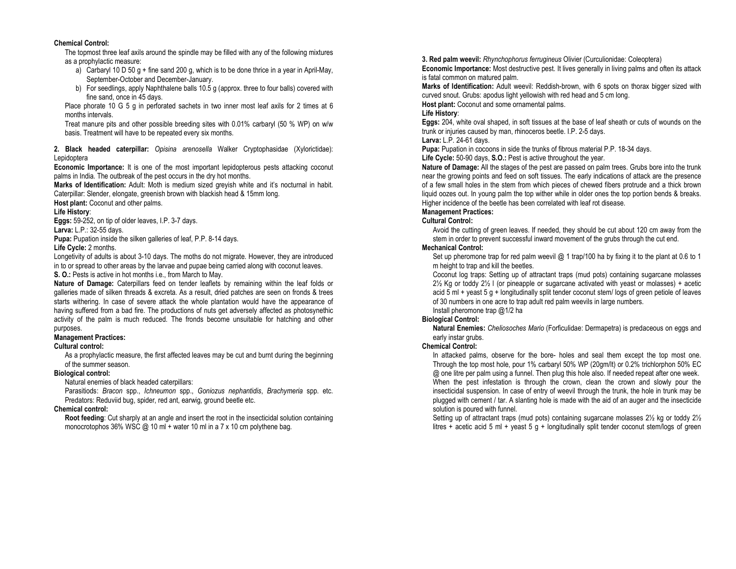**Chemical Control:**

The topmost three leaf axils around the spindle may be filled with any of the following mixtures as a prophylactic measure:

a) Carbaryl 10 D 50 g + fine sand 200 g, which is to be done thrice in a year in April-May, September-October and December-January.

b) For seedlings, apply Naphthalene balls 10.5 g (approx. three to four balls) covered with fine sand, once in 45 days.

Place phorate 10 G 5 g in perforated sachets in two inner most leaf axils for 2 times at 6 months intervals.

Treat manure pits and other possible breeding sites with 0.01% carbaryl (50 % WP) on w/w basis. Treatment will have to be repeated every six months.

**2. Black headed caterpillar:** *Opisina arenosella* Walker Cryptophasidae (Xylorictidae): Lepidoptera

**Economic Importance:** It is one of the most important lepidopterous pests attacking coconut palms in India. The outbreak of the pest occurs in the dry hot months.

**Marks of Identification:** Adult: Moth is medium sized greyish white and it's nocturnal in habit. Caterpillar: Slender, elongate, greenish brown with blackish head & 15mm long.

**Host plant:** Coconut and other palms.

**Life History**:

**Eggs:** 59-252, on tip of older leaves, I.P. 3-7 days.

**Larva:** L.P.: 32-55 days.

**Pupa:** Pupation inside the silken galleries of leaf, P.P. 8-14 days.

**Life Cycle:** 2 months.

Longetivity of adults is about 3-10 days. The moths do not migrate. However, they are introduced in to or spread to other areas by the larvae and pupae being carried along with coconut leaves.

**S. O.:** Pests is active in hot months i.e., from March to May.

**Nature of Damage:** Caterpillars feed on tender leaflets by remaining within the leaf folds or galleries made of silken threads & excreta. As a result, dried patches are seen on fronds & trees starts withering. In case of severe attack the whole plantation would have the appearance of having suffered from a bad fire. The productions of nuts get adversely affected as photosynethic activity of the palm is much reduced. The fronds become unsuitable for hatching and other purposes.

**Management Practices:**

**Cultural control:**

As a prophylactic measure, the first affected leaves may be cut and burnt during the beginning of the summer season.

**Biological control:**

Natural enemies of black headed caterpillars:

Parasitiods: *Bracon* spp., *Ichneumon* spp., *Goniozus nephantidis*, *Brachymeria* spp. etc.

Predators: Reduviid bug, spider, red ant, earwig, ground beetle etc.

**Chemical control:**

**Root feeding**: Cut sharply at an angle and insert the root in the insecticidal solution containing monocrotophos 36% WSC @ 10 ml + water 10 ml in a 7 x 10 cm polythene bag.

**3. Red palm weevil:** *Rhynchophorus ferrugineus* Olivier (Curculionidae: Coleoptera)

**Economic Importance:** Most destructive pest. It lives generally in living palms and often its attack is fatal common on matured palm.

**Marks of Identification:** Adult weevil: Reddish-brown, with 6 spots on thorax bigger sized with curved snout. Grubs: apodus light yellowish with red head and 5 cm long.

**Host plant:** Coconut and some ornamental palms.

**Life History**:

**Eggs:** 204, white oval shaped, in soft tissues at the base of leaf sheath or cuts of wounds on the trunk or injuries caused by man, rhinoceros beetle. I.P. 2-5 days.

**Larva:** L.P. 24-61 days.

**Pupa:** Pupation in cocoons in side the trunks of fibrous material P.P. 18-34 days.

**Life Cycle:** 50-90 days, **S.O.:** Pest is active throughout the year.

**Nature of Damage:** All the stages of the pest are passed on palm trees. Grubs bore into the trunk near the growing points and feed on soft tissues. The early indications of attack are the presence of a few small holes in the stem from which pieces of chewed fibers protrude and a thick brown liquid oozes out. In young palm the top wither while in older ones the top portion bends & breaks. Higher incidence of the beetle has been correlated with leaf rot disease.

**Management Practices:**

**Cultural Control:**

Avoid the cutting of green leaves. If needed, they should be cut about 120 cm away from the stem in order to prevent successful inward movement of the grubs through the cut end.

**Mechanical Control:**

Set up pheromone trap for red palm weevil @ 1 trap/100 ha by fixing it to the plant at 0.6 to 1 m height to trap and kill the beetles.

Coconut log traps: Setting up of attractant traps (mud pots) containing sugarcane molasses 2½ Kg or toddy 2½ l (or pineapple or sugarcane activated with yeast or molasses) + acetic acid 5 ml + yeast 5 g + longitudinally split tender coconut stem/ logs of green petiole of leaves of 30 numbers in one acre to trap adult red palm weevils in large numbers.

Install pheromone trap @1/2 ha

**Biological Control:**

**Natural Enemies:** *Cheliosoches Mario* (Forficulidae: Dermapetra) is predaceous on eggs and early instar grubs.

**Chemical Control:**

In attacked palms, observe for the bore- holes and seal them except the top most one. Through the top most hole, pour 1% carbaryl 50% WP (20gm/lt) or 0.2% trichlorphon 50% EC @ one litre per palm using a funnel. Then plug this hole also. If needed repeat after one week. When the pest infestation is through the crown, clean the crown and slowly pour the insecticidal suspension. In case of entry of weevil through the trunk, the hole in trunk may be plugged with cement / tar. A slanting hole is made with the aid of an auger and the insecticide solution is poured with funnel.

Setting up of attractant traps (mud pots) containing sugarcane molasses 2½ kg or toddy 2½ litres + acetic acid 5 ml + yeast 5 g + longitudinally split tender coconut stem/logs of green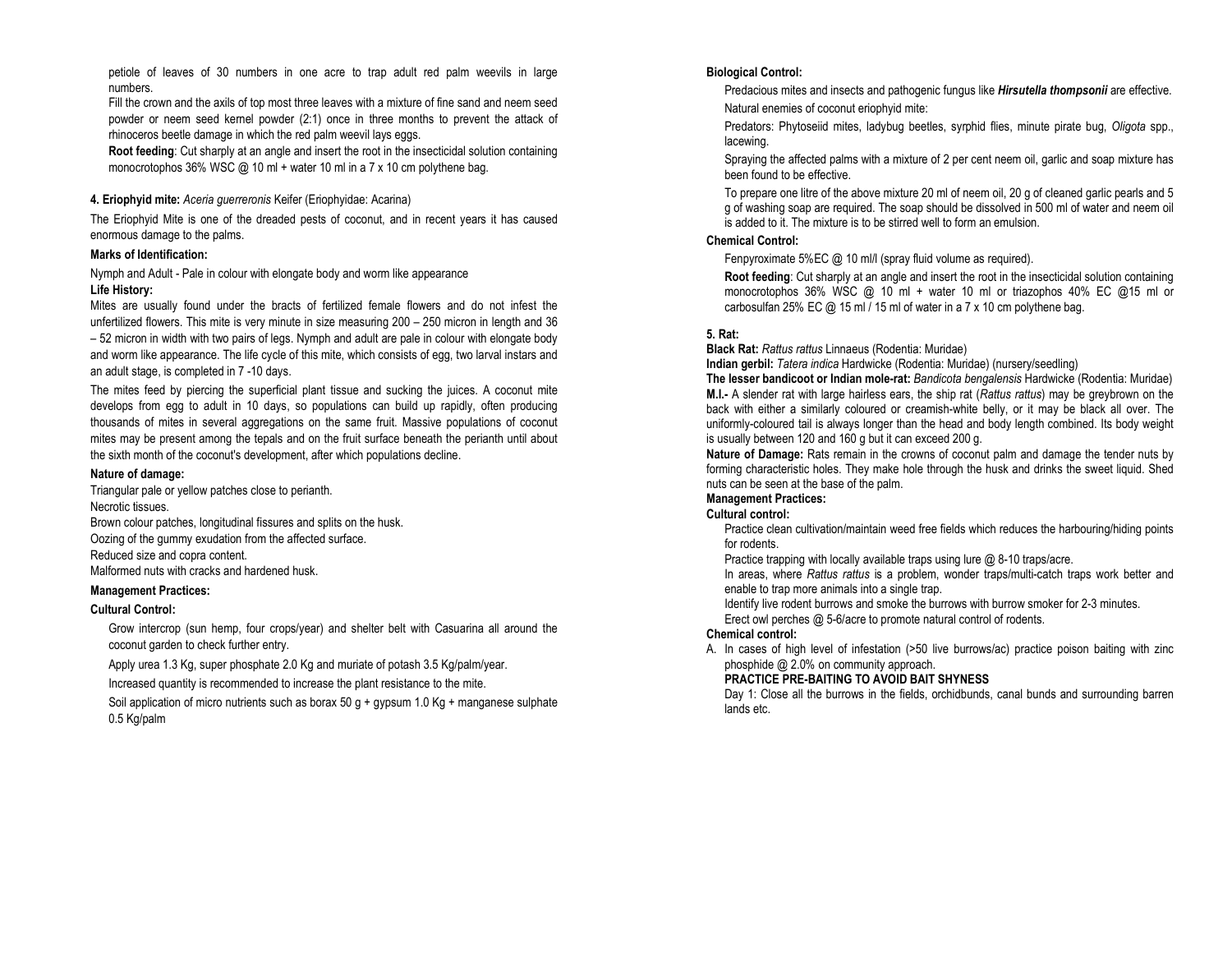petiole of leaves of 30 numbers in one acre to trap adult red palm weevils in large numbers.

Fill the crown and the axils of top most three leaves with a mixture of fine sand and neem seed powder or neem seed kernel powder (2:1) once in three months to prevent the attack of rhinoceros beetle damage in which the red palm weevil lays eggs.

**Root feeding**: Cut sharply at an angle and insert the root in the insecticidal solution containing monocrotophos 36% WSC @ 10 ml + water 10 ml in a 7 x 10 cm polythene bag.

**4. Eriophyid mite:** *Aceria guerreronis* Keifer (Eriophyidae: Acarina)

The Eriophyid Mite is one of the dreaded pests of coconut, and in recent years it has caused enormous damage to the palms.

**Marks of Identification:**

Nymph and Adult - Pale in colour with elongate body and worm like appearance

**Life History:**

Mites are usually found under the bracts of fertilized female flowers and do not infest the unfertilized flowers. This mite is very minute in size measuring 200 – 250 micron in length and 36 – 52 micron in width with two pairs of legs. Nymph and adult are pale in colour with elongate body and worm like appearance. The life cycle of this mite, which consists of egg, two larval instars and an adult stage, is completed in 7 -10 days.

The mites feed by piercing the superficial plant tissue and sucking the juices. A coconut mite develops from egg to adult in 10 days, so populations can build up rapidly, often producing thousands of mites in several aggregations on the same fruit. Massive populations of coconut mites may be present among the tepals and on the fruit surface beneath the perianth until about the sixth month of the coconut's development, after which populations decline.

**Nature of damage:**

Triangular pale or yellow patches close to perianth.

Necrotic tissues.

Brown colour patches, longitudinal fissures and splits on the husk.

Oozing of the gummy exudation from the affected surface.

Reduced size and copra content.

Malformed nuts with cracks and hardened husk.

**Management Practices:**

**Cultural Control:**

Grow intercrop (sun hemp, four crops/year) and shelter belt with Casuarina all around the coconut garden to check further entry.

Apply urea 1.3 Kg, super phosphate 2.0 Kg and muriate of potash 3.5 Kg/palm/year.

Increased quantity is recommended to increase the plant resistance to the mite.

Soil application of micro nutrients such as borax 50 g + gypsum 1.0 Kg + manganese sulphate 0.5 Kg/palm

**Biological Control:**

Predacious mites and insects and pathogenic fungus like ***Hirsutella thompsonii*** are effective.

Natural enemies of coconut eriophyid mite:

Predators: Phytoseiid mites, ladybug beetles, syrphid flies, minute pirate bug, *Oligota* spp., lacewing.

Spraying the affected palms with a mixture of 2 per cent neem oil, garlic and soap mixture has been found to be effective.

To prepare one litre of the above mixture 20 ml of neem oil, 20 g of cleaned garlic pearls and 5 g of washing soap are required. The soap should be dissolved in 500 ml of water and neem oil is added to it. The mixture is to be stirred well to form an emulsion.

**Chemical Control:**

Fenpyroximate 5%EC @ 10 ml/l (spray fluid volume as required).

**Root feeding**: Cut sharply at an angle and insert the root in the insecticidal solution containing monocrotophos 36% WSC @ 10 ml + water 10 ml or triazophos 40% EC @15 ml or carbosulfan 25% EC @ 15 ml / 15 ml of water in a 7 x 10 cm polythene bag.

**5. Rat:**

**Black Rat:** *Rattus rattus* Linnaeus (Rodentia: Muridae)

**Indian gerbil:** *Tatera indica* Hardwicke (Rodentia: Muridae) (nursery/seedling)

**The lesser bandicoot or Indian mole-rat:** *Bandicota bengalensis* Hardwicke (Rodentia: Muridae)

**M.I.-** A slender rat with large hairless ears, the ship rat (*Rattus rattus*) may be greybrown on the back with either a similarly coloured or creamish-white belly, or it may be black all over. The uniformly-coloured tail is always longer than the head and body length combined. Its body weight is usually between 120 and 160 g but it can exceed 200 g.

**Nature of Damage:** Rats remain in the crowns of coconut palm and damage the tender nuts by forming characteristic holes. They make hole through the husk and drinks the sweet liquid. Shed nuts can be seen at the base of the palm.

**Management Practices:**

**Cultural control:**

Practice clean cultivation/maintain weed free fields which reduces the harbouring/hiding points for rodents.

Practice trapping with locally available traps using lure @ 8-10 traps/acre.

In areas, where *Rattus rattus* is a problem, wonder traps/multi-catch traps work better and enable to trap more animals into a single trap.

Identify live rodent burrows and smoke the burrows with burrow smoker for 2-3 minutes.

Erect owl perches @ 5-6/acre to promote natural control of rodents.

**Chemical control:**

A. In cases of high level of infestation (>50 live burrows/ac) practice poison baiting with zinc phosphide @ 2.0% on community approach.

**PRACTICE PRE-BAITING TO AVOID BAIT SHYNESS**

Day 1: Close all the burrows in the fields, orchidbunds, canal bunds and surrounding barren lands etc.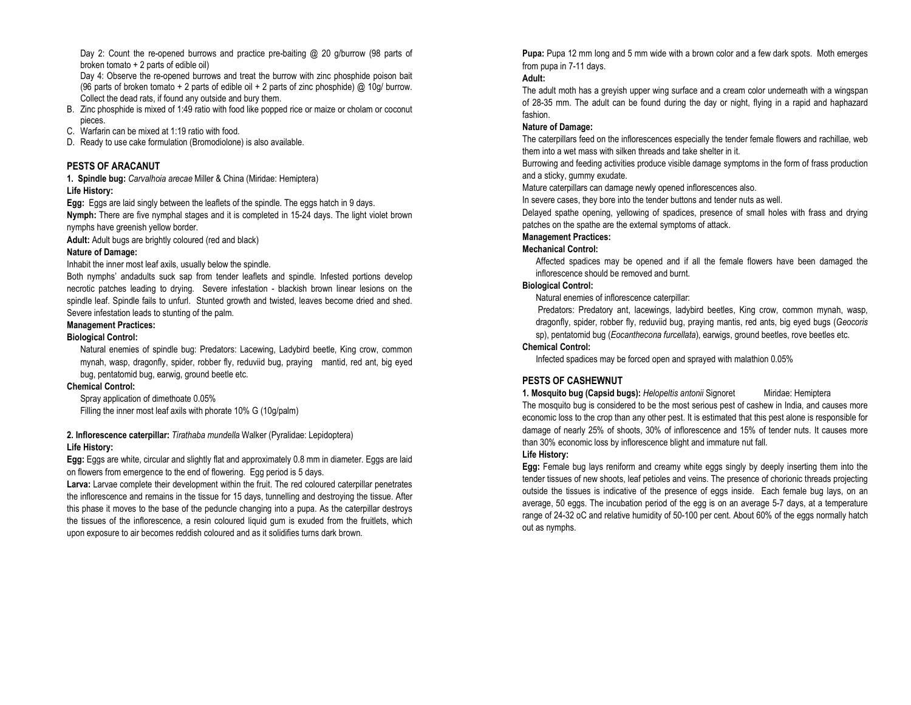Day 2: Count the re-opened burrows and practice pre-baiting @ 20 g/burrow (98 parts of broken tomato + 2 parts of edible oil)

Day 4: Observe the re-opened burrows and treat the burrow with zinc phosphide poison bait (96 parts of broken tomato + 2 parts of edible oil + 2 parts of zinc phosphide) @ 10g/ burrow. Collect the dead rats, if found any outside and bury them.

B. Zinc phosphide is mixed of 1:49 ratio with food like popped rice or maize or cholam or coconut pieces.
C. Warfarin can be mixed at 1:19 ratio with food.
D. Ready to use cake formulation (Bromodiolone) is also available.

## PESTS OF ARACANUT

**1. Spindle bug:** *Carvalhoia arecae* Miller & China (Miridae: Hemiptera)

**Life History:**

**Egg:** Eggs are laid singly between the leaflets of the spindle. The eggs hatch in 9 days.

**Nymph:** There are five nymphal stages and it is completed in 15-24 days. The light violet brown nymphs have greenish yellow border.

**Adult:** Adult bugs are brightly coloured (red and black)

**Nature of Damage:**

Inhabit the inner most leaf axils, usually below the spindle.

Both nymphs' andadults suck sap from tender leaflets and spindle. Infested portions develop necrotic patches leading to drying. Severe infestation - blackish brown linear lesions on the spindle leaf. Spindle fails to unfurl. Stunted growth and twisted, leaves become dried and shed. Severe infestation leads to stunting of the palm.

**Management Practices:**

**Biological Control:**

Natural enemies of spindle bug: Predators: Lacewing, Ladybird beetle, King crow, common mynah, wasp, dragonfly, spider, robber fly, reduviid bug, praying mantid, red ant, big eyed bug, pentatomid bug, earwig, ground beetle etc.

**Chemical Control:**

Spray application of dimethoate 0.05%

Filling the inner most leaf axils with phorate 10% G (10g/palm)

**2. Inflorescence caterpillar:** *Tirathaba mundella* Walker (Pyralidae: Lepidoptera)

**Life History:**

**Egg:** Eggs are white, circular and slightly flat and approximately 0.8 mm in diameter. Eggs are laid on flowers from emergence to the end of flowering. Egg period is 5 days.

**Larva:** Larvae complete their development within the fruit. The red coloured caterpillar penetrates the inflorescence and remains in the tissue for 15 days, tunnelling and destroying the tissue. After this phase it moves to the base of the peduncle changing into a pupa. As the caterpillar destroys the tissues of the inflorescence, a resin coloured liquid gum is exuded from the fruitlets, which upon exposure to air becomes reddish coloured and as it solidifies turns dark brown.

**Pupa:** Pupa 12 mm long and 5 mm wide with a brown color and a few dark spots. Moth emerges from pupa in 7-11 days.

**Adult:**

The adult moth has a greyish upper wing surface and a cream color underneath with a wingspan of 28-35 mm. The adult can be found during the day or night, flying in a rapid and haphazard fashion.

**Nature of Damage:**

The caterpillars feed on the inflorescences especially the tender female flowers and rachillae, web them into a wet mass with silken threads and take shelter in it.

Burrowing and feeding activities produce visible damage symptoms in the form of frass production and a sticky, gummy exudate.

Mature caterpillars can damage newly opened inflorescences also.

In severe cases, they bore into the tender buttons and tender nuts as well.

Delayed spathe opening, yellowing of spadices, presence of small holes with frass and drying patches on the spathe are the external symptoms of attack.

**Management Practices:**

**Mechanical Control:**

Affected spadices may be opened and if all the female flowers have been damaged the inflorescence should be removed and burnt.

**Biological Control:**

Natural enemies of inflorescence caterpillar:

Predators: Predatory ant, lacewings, ladybird beetles, King crow, common mynah, wasp, dragonfly, spider, robber fly, reduviid bug, praying mantis, red ants, big eyed bugs (*Geocoris* sp), pentatomid bug (*Eocanthecona furcellata*), earwigs, ground beetles, rove beetles etc.

**Chemical Control:**

Infected spadices may be forced open and sprayed with malathion 0.05%

## PESTS OF CASHEWNUT

**1. Mosquito bug (Capsid bugs):** *Helopeltis antonii* Signoret Miridae: Hemiptera

The mosquito bug is considered to be the most serious pest of cashew in India, and causes more economic loss to the crop than any other pest. It is estimated that this pest alone is responsible for damage of nearly 25% of shoots, 30% of inflorescence and 15% of tender nuts. It causes more than 30% economic loss by inflorescence blight and immature nut fall.

**Life History:**

**Egg:** Female bug lays reniform and creamy white eggs singly by deeply inserting them into the tender tissues of new shoots, leaf petioles and veins. The presence of chorionic threads projecting outside the tissues is indicative of the presence of eggs inside. Each female bug lays, on an average, 50 eggs. The incubation period of the egg is on an average 5-7 days, at a temperature range of 24-32 oC and relative humidity of 50-100 per cent. About 60% of the eggs normally hatch out as nymphs.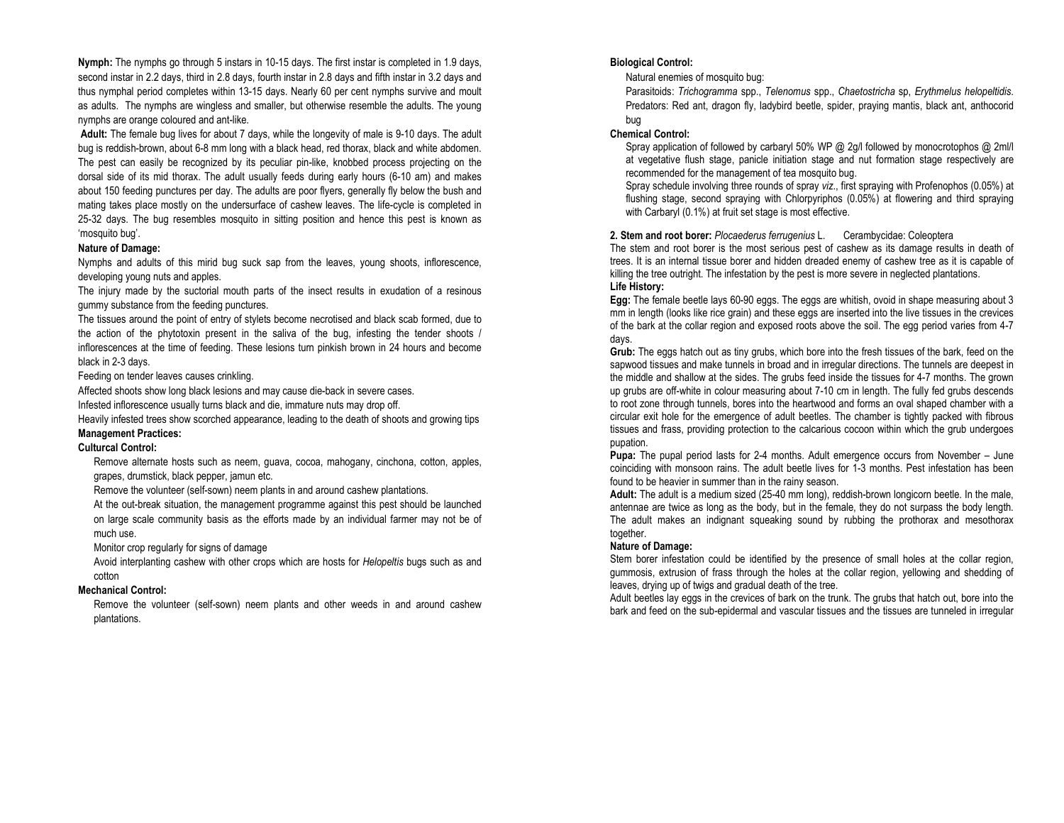**Nymph:** The nymphs go through 5 instars in 10-15 days. The first instar is completed in 1.9 days, second instar in 2.2 days, third in 2.8 days, fourth instar in 2.8 days and fifth instar in 3.2 days and thus nymphal period completes within 13-15 days. Nearly 60 per cent nymphs survive and moult as adults. The nymphs are wingless and smaller, but otherwise resemble the adults. The young nymphs are orange coloured and ant-like.

**Adult:** The female bug lives for about 7 days, while the longevity of male is 9-10 days. The adult bug is reddish-brown, about 6-8 mm long with a black head, red thorax, black and white abdomen. The pest can easily be recognized by its peculiar pin-like, knobbed process projecting on the dorsal side of its mid thorax. The adult usually feeds during early hours (6-10 am) and makes about 150 feeding punctures per day. The adults are poor flyers, generally fly below the bush and mating takes place mostly on the undersurface of cashew leaves. The life-cycle is completed in 25-32 days. The bug resembles mosquito in sitting position and hence this pest is known as 'mosquito bug'.

**Nature of Damage:**

Nymphs and adults of this mirid bug suck sap from the leaves, young shoots, inflorescence, developing young nuts and apples.

The injury made by the suctorial mouth parts of the insect results in exudation of a resinous gummy substance from the feeding punctures.

The tissues around the point of entry of stylets become necrotised and black scab formed, due to the action of the phytotoxin present in the saliva of the bug, infesting the tender shoots / inflorescences at the time of feeding. These lesions turn pinkish brown in 24 hours and become black in 2-3 days.

Feeding on tender leaves causes crinkling.

Affected shoots show long black lesions and may cause die-back in severe cases.

Infested inflorescence usually turns black and die, immature nuts may drop off.

Heavily infested trees show scorched appearance, leading to the death of shoots and growing tips

**Management Practices:**

**Culturcal Control:**

Remove alternate hosts such as neem, guava, cocoa, mahogany, cinchona, cotton, apples, grapes, drumstick, black pepper, jamun etc.

Remove the volunteer (self-sown) neem plants in and around cashew plantations.

At the out-break situation, the management programme against this pest should be launched on large scale community basis as the efforts made by an individual farmer may not be of much use.

Monitor crop regularly for signs of damage

Avoid interplanting cashew with other crops which are hosts for *Helopeltis* bugs such as and cotton

**Mechanical Control:**

Remove the volunteer (self-sown) neem plants and other weeds in and around cashew plantations.

**Biological Control:**

Natural enemies of mosquito bug:

Parasitoids: *Trichogramma* spp., *Telenomus* spp., *Chaetostricha* sp, *Erythmelus helopeltidis*.

Predators: Red ant, dragon fly, ladybird beetle, spider, praying mantis, black ant, anthocorid bug

**Chemical Control:**

Spray application of followed by carbaryl 50% WP @ 2g/l followed by monocrotophos @ 2ml/l at vegetative flush stage, panicle initiation stage and nut formation stage respectively are recommended for the management of tea mosquito bug.

Spray schedule involving three rounds of spray *viz*., first spraying with Profenophos (0.05%) at flushing stage, second spraying with Chlorpyriphos (0.05%) at flowering and third spraying with Carbaryl (0.1%) at fruit set stage is most effective.

**2. Stem and root borer:** *Plocaederus ferrugenius* L. Cerambycidae: Coleoptera

The stem and root borer is the most serious pest of cashew as its damage results in death of trees. It is an internal tissue borer and hidden dreaded enemy of cashew tree as it is capable of killing the tree outright. The infestation by the pest is more severe in neglected plantations.

**Life History:**

**Egg:** The female beetle lays 60-90 eggs. The eggs are whitish, ovoid in shape measuring about 3 mm in length (looks like rice grain) and these eggs are inserted into the live tissues in the crevices of the bark at the collar region and exposed roots above the soil. The egg period varies from 4-7 days.

**Grub:** The eggs hatch out as tiny grubs, which bore into the fresh tissues of the bark, feed on the sapwood tissues and make tunnels in broad and in irregular directions. The tunnels are deepest in the middle and shallow at the sides. The grubs feed inside the tissues for 4-7 months. The grown up grubs are off-white in colour measuring about 7-10 cm in length. The fully fed grubs descends to root zone through tunnels, bores into the heartwood and forms an oval shaped chamber with a circular exit hole for the emergence of adult beetles. The chamber is tightly packed with fibrous tissues and frass, providing protection to the calcarious cocoon within which the grub undergoes pupation.

**Pupa:** The pupal period lasts for 2-4 months. Adult emergence occurs from November – June coinciding with monsoon rains. The adult beetle lives for 1-3 months. Pest infestation has been found to be heavier in summer than in the rainy season.

**Adult:** The adult is a medium sized (25-40 mm long), reddish-brown longicorn beetle. In the male, antennae are twice as long as the body, but in the female, they do not surpass the body length. The adult makes an indignant squeaking sound by rubbing the prothorax and mesothorax together.

**Nature of Damage:**

Stem borer infestation could be identified by the presence of small holes at the collar region, gummosis, extrusion of frass through the holes at the collar region, yellowing and shedding of leaves, drying up of twigs and gradual death of the tree.

Adult beetles lay eggs in the crevices of bark on the trunk. The grubs that hatch out, bore into the bark and feed on the sub-epidermal and vascular tissues and the tissues are tunneled in irregular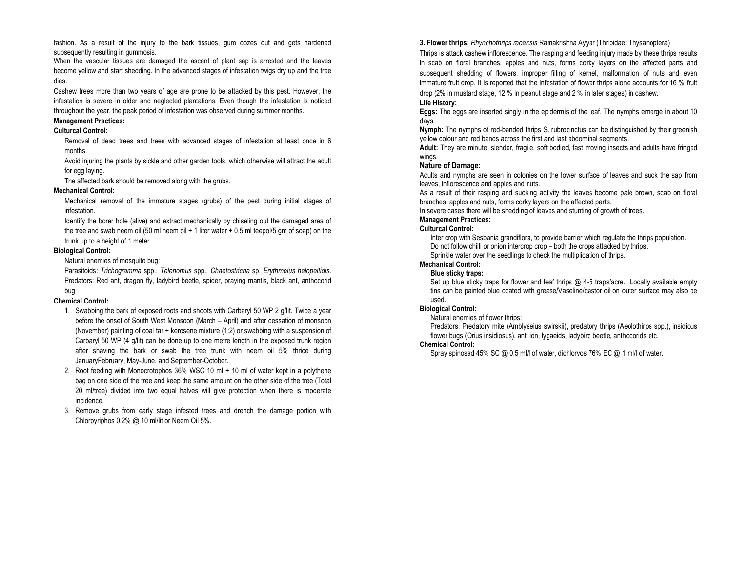fashion. As a result of the injury to the bark tissues, gum oozes out and gets hardened subsequently resulting in gummosis.

When the vascular tissues are damaged the ascent of plant sap is arrested and the leaves become yellow and start shedding. In the advanced stages of infestation twigs dry up and the tree dies.

Cashew trees more than two years of age are prone to be attacked by this pest. However, the infestation is severe in older and neglected plantations. Even though the infestation is noticed throughout the year, the peak period of infestation was observed during summer months.

**Management Practices:**

**Culturcal Control:**

Removal of dead trees and trees with advanced stages of infestation at least once in 6 months.

Avoid injuring the plants by sickle and other garden tools, which otherwise will attract the adult for egg laying.

The affected bark should be removed along with the grubs.

**Mechanical Control:**

Mechanical removal of the immature stages (grubs) of the pest during initial stages of infestation.

Identify the borer hole (alive) and extract mechanically by chiseling out the damaged area of the tree and swab neem oil (50 ml neem oil + 1 liter water + 0.5 ml teepol/5 gm of soap) on the trunk up to a height of 1 meter.

**Biological Control:**

Natural enemies of mosquito bug:

Parasitoids: *Trichogramma* spp., *Telenomus* spp., *Chaetostricha* sp, *Erythmelus helopeltidis*.
Predators: Red ant, dragon fly, ladybird beetle, spider, praying mantis, black ant, anthocorid bug

**Chemical Control:**

1. Swabbing the bark of exposed roots and shoots with Carbaryl 50 WP 2 g/lit. Twice a year before the onset of South West Monsoon (March – April) and after cessation of monsoon (November) painting of coal tar + kerosene mixture (1:2) or swabbing with a suspension of Carbaryl 50 WP (4 g/lit) can be done up to one metre length in the exposed trunk region after shaving the bark or swab the tree trunk with neem oil 5% thrice during JanuaryFebruary, May-June, and September-October.
2. Root feeding with Monocrotophos 36% WSC 10 ml + 10 ml of water kept in a polythene bag on one side of the tree and keep the same amount on the other side of the tree (Total 20 ml/tree) divided into two equal halves will give protection when there is moderate incidence.
3. Remove grubs from early stage infested trees and drench the damage portion with Chlorpyriphos 0.2% @ 10 ml/lit or Neem Oil 5%.

**3. Flower thrips:** *Rhynchothrips raoensis* Ramakrishna Ayyar (Thripidae: Thysanoptera)

Thrips is attack cashew inflorescence. The rasping and feeding injury made by these thrips results in scab on floral branches, apples and nuts, forms corky layers on the affected parts and subsequent shedding of flowers, improper filling of kernel, malformation of nuts and even immature fruit drop. It is reported that the infestation of flower thrips alone accounts for 16 % fruit drop (2% in mustard stage, 12 % in peanut stage and 2 % in later stages) in cashew.

**Life History:**

**Eggs:** The eggs are inserted singly in the epidermis of the leaf. The nymphs emerge in about 10 days.

**Nymph:** The nymphs of red-banded thrips S. rubrocinctus can be distinguished by their greenish yellow colour and red bands across the first and last abdominal segments.

**Adult:** They are minute, slender, fragile, soft bodied, fast moving insects and adults have fringed wings.

**Nature of Damage:**

Adults and nymphs are seen in colonies on the lower surface of leaves and suck the sap from leaves, inflorescence and apples and nuts.

As a result of their rasping and sucking activity the leaves become pale brown, scab on floral branches, apples and nuts, forms corky layers on the affected parts.

In severe cases there will be shedding of leaves and stunting of growth of trees.

**Management Practices:**

**Culturcal Control:**

Inter crop with Sesbania grandiflora, to provide barrier which regulate the thrips population.

Do not follow chilli or onion intercrop crop – both the crops attacked by thrips.

Sprinkle water over the seedlings to check the multiplication of thrips.

**Mechanical Control:**

**Blue sticky traps:**

Set up blue sticky traps for flower and leaf thrips @ 4-5 traps/acre. Locally available empty tins can be painted blue coated with grease/Vaseline/castor oil on outer surface may also be used.

**Biological Control:**

Natural enemies of flower thrips:

Predators: Predatory mite (Amblyseius swirskii), predatory thrips (Aeolothirps spp.), insidious flower bugs (Orius insidiosus), ant lion, lygaeids, ladybird beetle, anthocorids etc.

**Chemical Control:**

Spray spinosad 45% SC @ 0.5 ml/l of water, dichlorvos 76% EC @ 1 ml/l of water.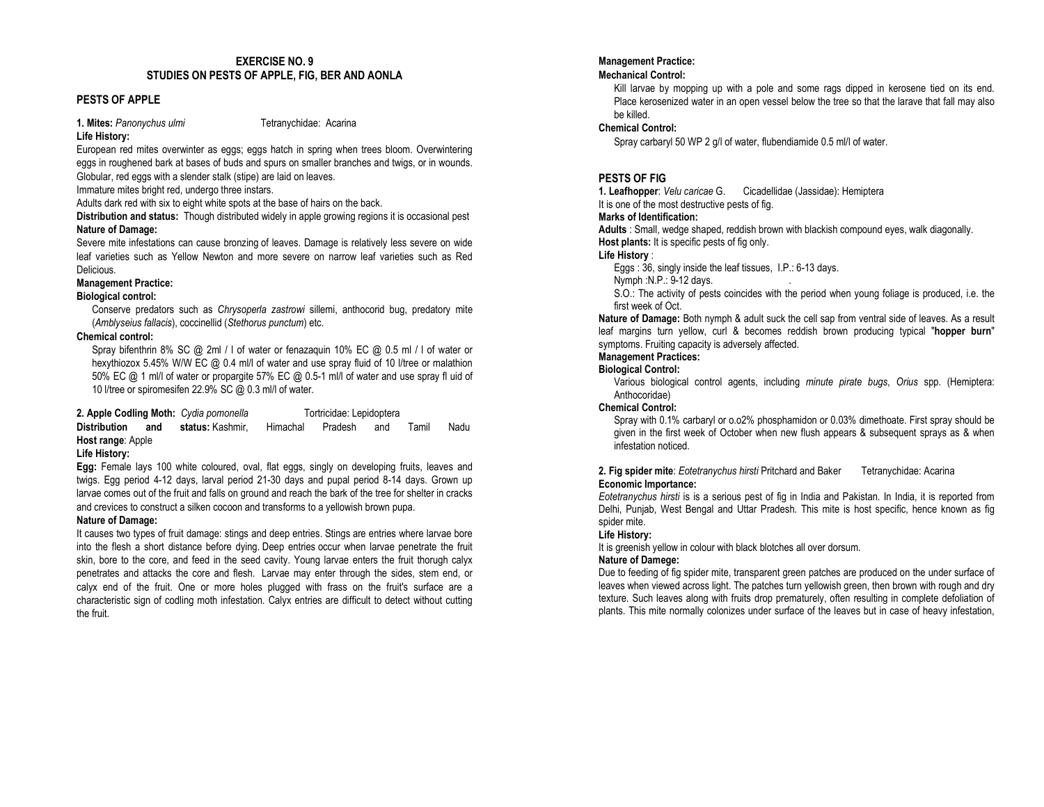# EXERCISE NO. 9
## STUDIES ON PESTS OF APPLE, FIG, BER AND AONLA

## PESTS OF APPLE

**1. Mites:** *Panonychus ulmi* Tetranychidae: Acarina

**Life History:**

European red mites overwinter as eggs; eggs hatch in spring when trees bloom. Overwintering eggs in roughened bark at bases of buds and spurs on smaller branches and twigs, or in wounds. Globular, red eggs with a slender stalk (stipe) are laid on leaves.

Immature mites bright red, undergo three instars.

Adults dark red with six to eight white spots at the base of hairs on the back.

**Distribution and status:** Though distributed widely in apple growing regions it is occasional pest

**Nature of Damage:**

Severe mite infestations can cause bronzing of leaves. Damage is relatively less severe on wide leaf varieties such as Yellow Newton and more severe on narrow leaf varieties such as Red Delicious.

**Management Practice:**

**Biological control:**

Conserve predators such as *Chrysoperla zastrowi* sillemi, anthocorid bug, predatory mite (*Amblyseius fallacis*), coccinellid (*Stethorus punctum*) etc.

**Chemical control:**

Spray bifenthrin 8% SC @ 2ml / l of water or fenazaquin 10% EC @ 0.5 ml / l of water or hexythiozox 5.45% W/W EC @ 0.4 ml/l of water and use spray fluid of 10 l/tree or malathion 50% EC @ 1 ml/l of water or propargite 57% EC @ 0.5-1 ml/l of water and use spray fl uid of 10 l/tree or spiromesifen 22.9% SC @ 0.3 ml/l of water.

**2. Apple Codling Moth:** *Cydia pomonella* Tortricidae: Lepidoptera

**Distribution and status:** Kashmir, Himachal Pradesh and Tamil Nadu

**Host range**: Apple

**Life History:**

**Egg:** Female lays 100 white coloured, oval, flat eggs, singly on developing fruits, leaves and twigs. Egg period 4-12 days, larval period 21-30 days and pupal period 8-14 days. Grown up larvae comes out of the fruit and falls on ground and reach the bark of the tree for shelter in cracks and crevices to construct a silken cocoon and transforms to a yellowish brown pupa.

**Nature of Damage:**

It causes two types of fruit damage: stings and deep entries. Stings are entries where larvae bore into the flesh a short distance before dying. Deep entries occur when larvae penetrate the fruit skin, bore to the core, and feed in the seed cavity. Young larvae enters the fruit thorugh calyx penetrates and attacks the core and flesh. Larvae may enter through the sides, stem end, or calyx end of the fruit. One or more holes plugged with frass on the fruit's surface are a characteristic sign of codling moth infestation. Calyx entries are difficult to detect without cutting the fruit.

**Management Practice:**

**Mechanical Control:**

Kill larvae by mopping up with a pole and some rags dipped in kerosene tied on its end. Place kerosenized water in an open vessel below the tree so that the larave that fall may also be killed.

**Chemical Control:**

Spray carbaryl 50 WP 2 g/l of water, flubendiamide 0.5 ml/l of water.

## PESTS OF FIG

**1. Leafhopper**: *Velu caricae* G. Cicadellidae (Jassidae): Hemiptera

It is one of the most destructive pests of fig.

**Marks of Identification:**

**Adults** : Small, wedge shaped, reddish brown with blackish compound eyes, walk diagonally.

**Host plants:** It is specific pests of fig only.

**Life History** :

Eggs : 36, singly inside the leaf tissues, I.P.: 6-13 days.

Nymph :N.P.: 9-12 days.

S.O.: The activity of pests coincides with the period when young foliage is produced, i.e. the first week of Oct.

**Nature of Damage:** Both nymph & adult suck the cell sap from ventral side of leaves. As a result leaf margins turn yellow, curl & becomes reddish brown producing typical "**hopper burn**" symptoms. Fruiting capacity is adversely affected.

**Management Practices:**

**Biological Control:**

Various biological control agents, including *minute pirate bugs*, *Orius* spp. (Hemiptera: Anthocoridae)

**Chemical Control:**

Spray with 0.1% carbaryl or o.o2% phosphamidon or 0.03% dimethoate. First spray should be given in the first week of October when new flush appears & subsequent sprays as & when infestation noticed.

**2. Fig spider mite**: *Eotetranychus hirsti* Pritchard and Baker Tetranychidae: Acarina

**Economic Importance:**

*Eotetranychus hirsti* is is a serious pest of fig in India and Pakistan. In India, it is reported from Delhi, Punjab, West Bengal and Uttar Pradesh. This mite is host specific, hence known as fig spider mite.

**Life History:**

It is greenish yellow in colour with black blotches all over dorsum.

**Nature of Damege:**

Due to feeding of fig spider mite, transparent green patches are produced on the under surface of leaves when viewed across light. The patches turn yellowish green, then brown with rough and dry texture. Such leaves along with fruits drop prematurely, often resulting in complete defoliation of plants. This mite normally colonizes under surface of the leaves but in case of heavy infestation,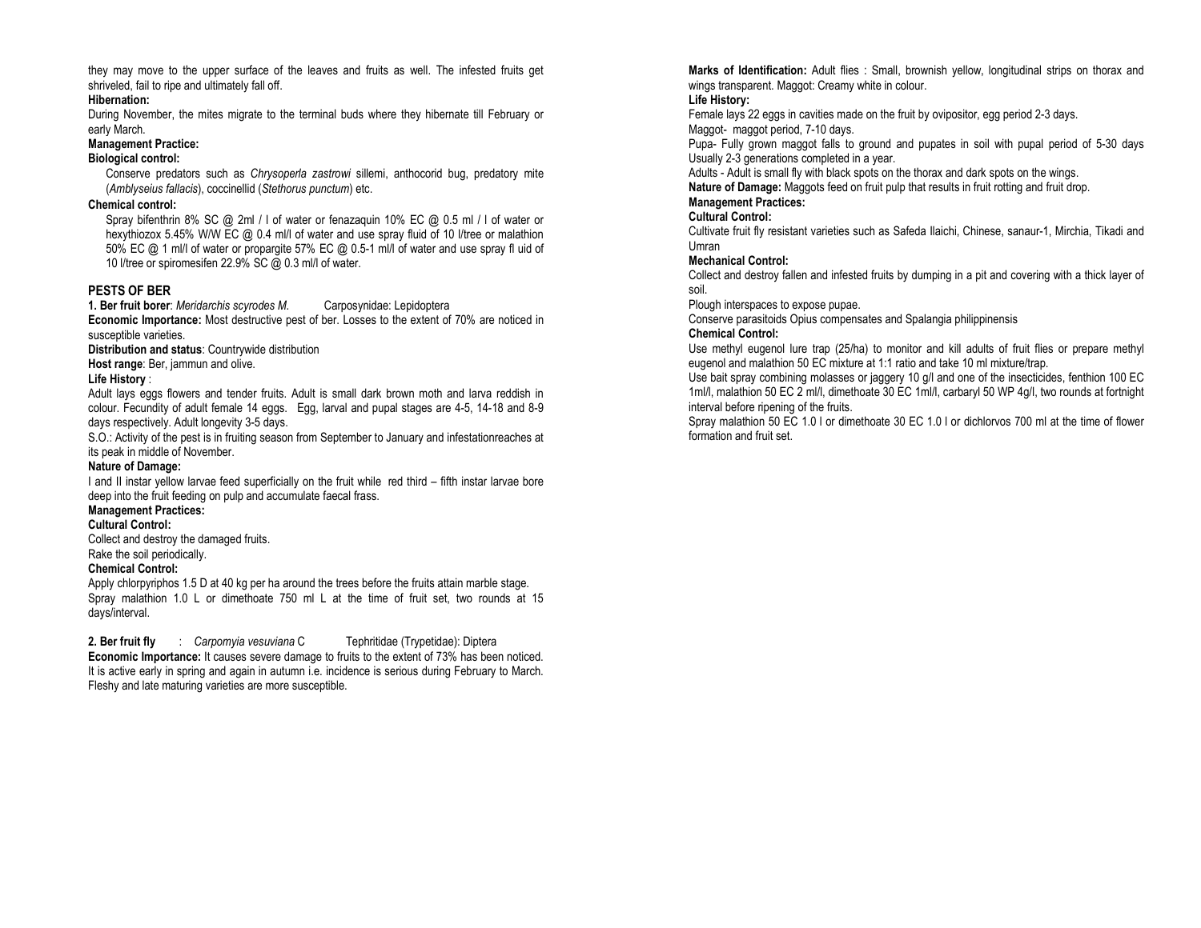they may move to the upper surface of the leaves and fruits as well. The infested fruits get shriveled, fail to ripe and ultimately fall off.

**Hibernation:**

During November, the mites migrate to the terminal buds where they hibernate till February or early March.

**Management Practice:**

**Biological control:**

Conserve predators such as *Chrysoperla zastrowi* sillemi, anthocorid bug, predatory mite (*Amblyseius fallacis*), coccinellid (*Stethorus punctum*) etc.

**Chemical control:**

Spray bifenthrin 8% SC @ 2ml / l of water or fenazaquin 10% EC @ 0.5 ml / l of water or hexythiozox 5.45% W/W EC @ 0.4 ml/l of water and use spray fluid of 10 l/tree or malathion 50% EC @ 1 ml/l of water or propargite 57% EC @ 0.5-1 ml/l of water and use spray fl uid of 10 l/tree or spiromesifen 22.9% SC @ 0.3 ml/l of water.

## PESTS OF BER

**1. Ber fruit borer**: *Meridarchis scyrodes M.* Carposynidae: Lepidoptera

**Economic Importance:** Most destructive pest of ber. Losses to the extent of 70% are noticed in susceptible varieties.

**Distribution and status**: Countrywide distribution

**Host range**: Ber, jammun and olive.

**Life History** :

Adult lays eggs flowers and tender fruits. Adult is small dark brown moth and larva reddish in colour. Fecundity of adult female 14 eggs. Egg, larval and pupal stages are 4-5, 14-18 and 8-9 days respectively. Adult longevity 3-5 days.

S.O.: Activity of the pest is in fruiting season from September to January and infestationreaches at its peak in middle of November.

**Nature of Damage:**

I and II instar yellow larvae feed superficially on the fruit while red third – fifth instar larvae bore deep into the fruit feeding on pulp and accumulate faecal frass.

**Management Practices:**

**Cultural Control:**

Collect and destroy the damaged fruits.

Rake the soil periodically.

**Chemical Control:**

Apply chlorpyriphos 1.5 D at 40 kg per ha around the trees before the fruits attain marble stage.

Spray malathion 1.0 L or dimethoate 750 ml L at the time of fruit set, two rounds at 15 days/interval.

**2. Ber fruit fly** : *Carpomyia vesuviana* C Tephritidae (Trypetidae): Diptera

**Economic Importance:** It causes severe damage to fruits to the extent of 73% has been noticed. It is active early in spring and again in autumn i.e. incidence is serious during February to March. Fleshy and late maturing varieties are more susceptible.

**Marks of Identification:** Adult flies : Small, brownish yellow, longitudinal strips on thorax and wings transparent. Maggot: Creamy white in colour.

**Life History:**

Female lays 22 eggs in cavities made on the fruit by ovipositor, egg period 2-3 days.

Maggot- maggot period, 7-10 days.

Pupa- Fully grown maggot falls to ground and pupates in soil with pupal period of 5-30 days Usually 2-3 generations completed in a year.

Adults - Adult is small fly with black spots on the thorax and dark spots on the wings.

**Nature of Damage:** Maggots feed on fruit pulp that results in fruit rotting and fruit drop.

**Management Practices:**

**Cultural Control:**

Cultivate fruit fly resistant varieties such as Safeda Ilaichi, Chinese, sanaur-1, Mirchia, Tikadi and Umran

**Mechanical Control:**

Collect and destroy fallen and infested fruits by dumping in a pit and covering with a thick layer of soil.

Plough interspaces to expose pupae.

Conserve parasitoids Opius compensates and Spalangia philippinensis

**Chemical Control:**

Use methyl eugenol lure trap (25/ha) to monitor and kill adults of fruit flies or prepare methyl eugenol and malathion 50 EC mixture at 1:1 ratio and take 10 ml mixture/trap.

Use bait spray combining molasses or jaggery 10 g/l and one of the insecticides, fenthion 100 EC 1ml/l, malathion 50 EC 2 ml/l, dimethoate 30 EC 1ml/l, carbaryl 50 WP 4g/l, two rounds at fortnight interval before ripening of the fruits.

Spray malathion 50 EC 1.0 l or dimethoate 30 EC 1.0 l or dichlorvos 700 ml at the time of flower formation and fruit set.